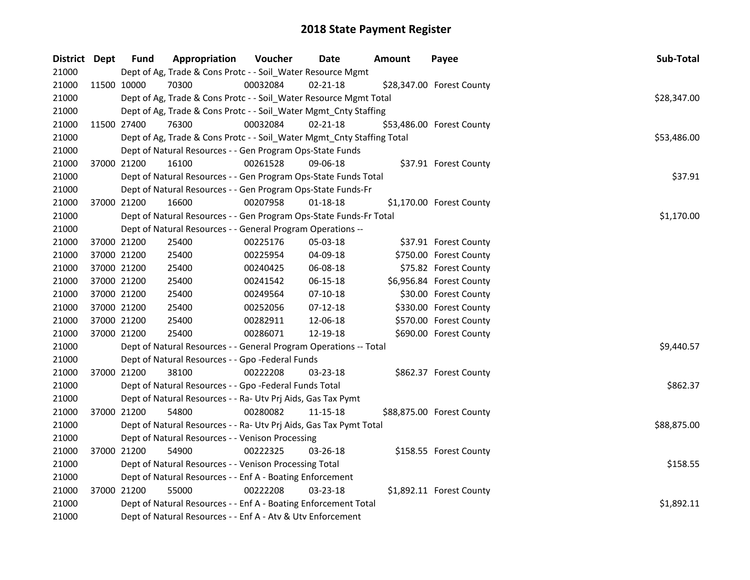# 2018 State Payment Register

| District | Dept | Fund | Appropriation | Voucher | Date | Amount | Payee | Sub-Total |
|---|---|---|---|---|---|---|---|---|
| 21000 | | Dept of Ag, Trade & Cons Protc - - Soil_Water Resource Mgmt | | | | | | |
| 21000 | 11500 | 10000 | 70300 | 00032084 | 02-21-18 | $28,347.00 | Forest County | |
| 21000 | | Dept of Ag, Trade & Cons Protc - - Soil_Water Resource Mgmt Total | | | | | | $28,347.00 |
| 21000 | | Dept of Ag, Trade & Cons Protc - - Soil_Water Mgmt_Cnty Staffing | | | | | | |
| 21000 | 11500 | 27400 | 76300 | 00032084 | 02-21-18 | $53,486.00 | Forest County | |
| 21000 | | Dept of Ag, Trade & Cons Protc - - Soil_Water Mgmt_Cnty Staffing Total | | | | | | $53,486.00 |
| 21000 | | Dept of Natural Resources - - Gen Program Ops-State Funds | | | | | | |
| 21000 | 37000 | 21200 | 16100 | 00261528 | 09-06-18 | $37.91 | Forest County | |
| 21000 | | Dept of Natural Resources - - Gen Program Ops-State Funds Total | | | | | | $37.91 |
| 21000 | | Dept of Natural Resources - - Gen Program Ops-State Funds-Fr | | | | | | |
| 21000 | 37000 | 21200 | 16600 | 00207958 | 01-18-18 | $1,170.00 | Forest County | |
| 21000 | | Dept of Natural Resources - - Gen Program Ops-State Funds-Fr Total | | | | | | $1,170.00 |
| 21000 | | Dept of Natural Resources - - General Program Operations -- | | | | | | |
| 21000 | 37000 | 21200 | 25400 | 00225176 | 05-03-18 | $37.91 | Forest County | |
| 21000 | 37000 | 21200 | 25400 | 00225954 | 04-09-18 | $750.00 | Forest County | |
| 21000 | 37000 | 21200 | 25400 | 00240425 | 06-08-18 | $75.82 | Forest County | |
| 21000 | 37000 | 21200 | 25400 | 00241542 | 06-15-18 | $6,956.84 | Forest County | |
| 21000 | 37000 | 21200 | 25400 | 00249564 | 07-10-18 | $30.00 | Forest County | |
| 21000 | 37000 | 21200 | 25400 | 00252056 | 07-12-18 | $330.00 | Forest County | |
| 21000 | 37000 | 21200 | 25400 | 00282911 | 12-06-18 | $570.00 | Forest County | |
| 21000 | 37000 | 21200 | 25400 | 00286071 | 12-19-18 | $690.00 | Forest County | |
| 21000 | | Dept of Natural Resources - - General Program Operations -- Total | | | | | | $9,440.57 |
| 21000 | | Dept of Natural Resources - - Gpo -Federal Funds | | | | | | |
| 21000 | 37000 | 21200 | 38100 | 00222208 | 03-23-18 | $862.37 | Forest County | |
| 21000 | | Dept of Natural Resources - - Gpo -Federal Funds Total | | | | | | $862.37 |
| 21000 | | Dept of Natural Resources - - Ra- Utv Prj Aids, Gas Tax Pymt | | | | | | |
| 21000 | 37000 | 21200 | 54800 | 00280082 | 11-15-18 | $88,875.00 | Forest County | |
| 21000 | | Dept of Natural Resources - - Ra- Utv Prj Aids, Gas Tax Pymt Total | | | | | | $88,875.00 |
| 21000 | | Dept of Natural Resources - - Venison Processing | | | | | | |
| 21000 | 37000 | 21200 | 54900 | 00222325 | 03-26-18 | $158.55 | Forest County | |
| 21000 | | Dept of Natural Resources - - Venison Processing Total | | | | | | $158.55 |
| 21000 | | Dept of Natural Resources - - Enf A - Boating Enforcement | | | | | | |
| 21000 | 37000 | 21200 | 55000 | 00222208 | 03-23-18 | $1,892.11 | Forest County | |
| 21000 | | Dept of Natural Resources - - Enf A - Boating Enforcement Total | | | | | | $1,892.11 |
| 21000 | | Dept of Natural Resources - - Enf A - Atv & Utv Enforcement | | | | | | |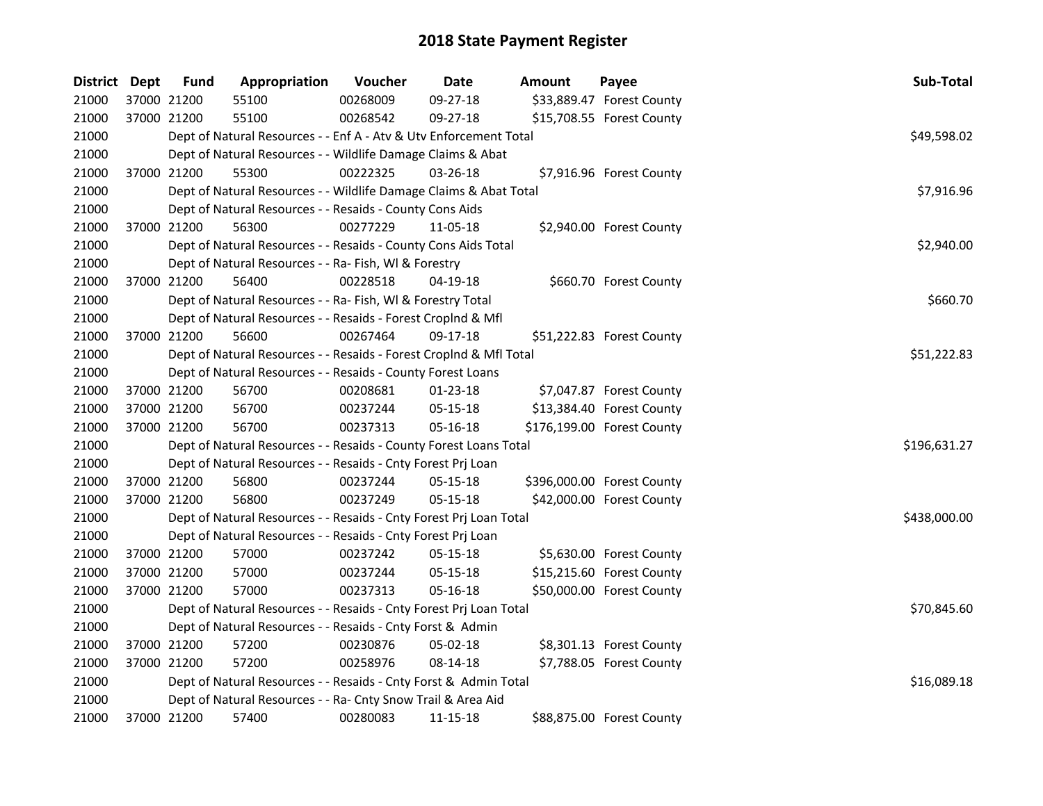# 2018 State Payment Register

| District | Dept | Fund | Appropriation | Voucher | Date | Amount | Payee | Sub-Total |
|---|---|---|---|---|---|---|---|---|
| 21000 | 37000 | 21200 | 55100 | 00268009 | 09-27-18 | $33,889.47 | Forest County | |
| 21000 | 37000 | 21200 | 55100 | 00268542 | 09-27-18 | $15,708.55 | Forest County | |
| 21000 | | | Dept of Natural Resources - - Enf A - Atv & Utv Enforcement Total | | | | | $49,598.02 |
| 21000 | | | Dept of Natural Resources - - Wildlife Damage Claims & Abat | | | | | |
| 21000 | 37000 | 21200 | 55300 | 00222325 | 03-26-18 | $7,916.96 | Forest County | |
| 21000 | | | Dept of Natural Resources - - Wildlife Damage Claims & Abat Total | | | | | $7,916.96 |
| 21000 | | | Dept of Natural Resources - - Resaids - County Cons Aids | | | | | |
| 21000 | 37000 | 21200 | 56300 | 00277229 | 11-05-18 | $2,940.00 | Forest County | |
| 21000 | | | Dept of Natural Resources - - Resaids - County Cons Aids Total | | | | | $2,940.00 |
| 21000 | | | Dept of Natural Resources - - Ra- Fish, Wl & Forestry | | | | | |
| 21000 | 37000 | 21200 | 56400 | 00228518 | 04-19-18 | $660.70 | Forest County | |
| 21000 | | | Dept of Natural Resources - - Ra- Fish, Wl & Forestry Total | | | | | $660.70 |
| 21000 | | | Dept of Natural Resources - - Resaids - Forest Croplnd & Mfl | | | | | |
| 21000 | 37000 | 21200 | 56600 | 00267464 | 09-17-18 | $51,222.83 | Forest County | |
| 21000 | | | Dept of Natural Resources - - Resaids - Forest Croplnd & Mfl Total | | | | | $51,222.83 |
| 21000 | | | Dept of Natural Resources - - Resaids - County Forest Loans | | | | | |
| 21000 | 37000 | 21200 | 56700 | 00208681 | 01-23-18 | $7,047.87 | Forest County | |
| 21000 | 37000 | 21200 | 56700 | 00237244 | 05-15-18 | $13,384.40 | Forest County | |
| 21000 | 37000 | 21200 | 56700 | 00237313 | 05-16-18 | $176,199.00 | Forest County | |
| 21000 | | | Dept of Natural Resources - - Resaids - County Forest Loans Total | | | | | $196,631.27 |
| 21000 | | | Dept of Natural Resources - - Resaids - Cnty Forest Prj Loan | | | | | |
| 21000 | 37000 | 21200 | 56800 | 00237244 | 05-15-18 | $396,000.00 | Forest County | |
| 21000 | 37000 | 21200 | 56800 | 00237249 | 05-15-18 | $42,000.00 | Forest County | |
| 21000 | | | Dept of Natural Resources - - Resaids - Cnty Forest Prj Loan Total | | | | | $438,000.00 |
| 21000 | | | Dept of Natural Resources - - Resaids - Cnty Forest Prj Loan | | | | | |
| 21000 | 37000 | 21200 | 57000 | 00237242 | 05-15-18 | $5,630.00 | Forest County | |
| 21000 | 37000 | 21200 | 57000 | 00237244 | 05-15-18 | $15,215.60 | Forest County | |
| 21000 | 37000 | 21200 | 57000 | 00237313 | 05-16-18 | $50,000.00 | Forest County | |
| 21000 | | | Dept of Natural Resources - - Resaids - Cnty Forest Prj Loan Total | | | | | $70,845.60 |
| 21000 | | | Dept of Natural Resources - - Resaids - Cnty Forst & Admin | | | | | |
| 21000 | 37000 | 21200 | 57200 | 00230876 | 05-02-18 | $8,301.13 | Forest County | |
| 21000 | 37000 | 21200 | 57200 | 00258976 | 08-14-18 | $7,788.05 | Forest County | |
| 21000 | | | Dept of Natural Resources - - Resaids - Cnty Forst & Admin Total | | | | | $16,089.18 |
| 21000 | | | Dept of Natural Resources - - Ra- Cnty Snow Trail & Area Aid | | | | | |
| 21000 | 37000 | 21200 | 57400 | 00280083 | 11-15-18 | $88,875.00 | Forest County | |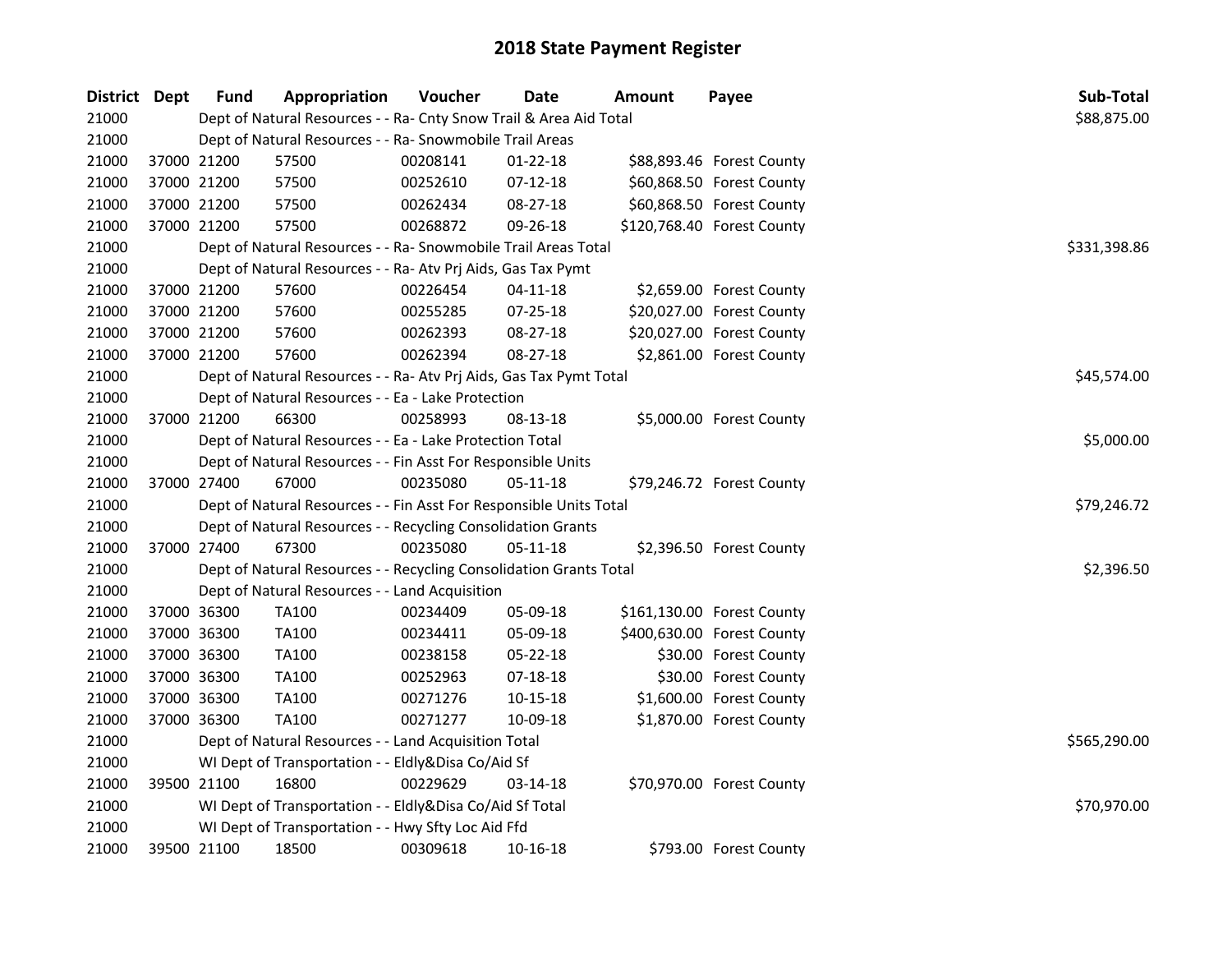# 2018 State Payment Register

| District | Dept | Fund | Appropriation | Voucher | Date | Amount | Payee | Sub-Total |
|---|---|---|---|---|---|---|---|---|
| 21000 | | Dept of Natural Resources - - Ra- Cnty Snow Trail & Area Aid Total | | | | | | $88,875.00 |
| 21000 | | Dept of Natural Resources - - Ra- Snowmobile Trail Areas | | | | | | |
| 21000 | 37000 | 21200 | 57500 | 00208141 | 01-22-18 | $88,893.46 | Forest County | |
| 21000 | 37000 | 21200 | 57500 | 00252610 | 07-12-18 | $60,868.50 | Forest County | |
| 21000 | 37000 | 21200 | 57500 | 00262434 | 08-27-18 | $60,868.50 | Forest County | |
| 21000 | 37000 | 21200 | 57500 | 00268872 | 09-26-18 | $120,768.40 | Forest County | |
| 21000 | | Dept of Natural Resources - - Ra- Snowmobile Trail Areas Total | | | | | | $331,398.86 |
| 21000 | | Dept of Natural Resources - - Ra- Atv Prj Aids, Gas Tax Pymt | | | | | | |
| 21000 | 37000 | 21200 | 57600 | 00226454 | 04-11-18 | $2,659.00 | Forest County | |
| 21000 | 37000 | 21200 | 57600 | 00255285 | 07-25-18 | $20,027.00 | Forest County | |
| 21000 | 37000 | 21200 | 57600 | 00262393 | 08-27-18 | $20,027.00 | Forest County | |
| 21000 | 37000 | 21200 | 57600 | 00262394 | 08-27-18 | $2,861.00 | Forest County | |
| 21000 | | Dept of Natural Resources - - Ra- Atv Prj Aids, Gas Tax Pymt Total | | | | | | $45,574.00 |
| 21000 | | Dept of Natural Resources - - Ea - Lake Protection | | | | | | |
| 21000 | 37000 | 21200 | 66300 | 00258993 | 08-13-18 | $5,000.00 | Forest County | |
| 21000 | | Dept of Natural Resources - - Ea - Lake Protection Total | | | | | | $5,000.00 |
| 21000 | | Dept of Natural Resources - - Fin Asst For Responsible Units | | | | | | |
| 21000 | 37000 | 27400 | 67000 | 00235080 | 05-11-18 | $79,246.72 | Forest County | |
| 21000 | | Dept of Natural Resources - - Fin Asst For Responsible Units Total | | | | | | $79,246.72 |
| 21000 | | Dept of Natural Resources - - Recycling Consolidation Grants | | | | | | |
| 21000 | 37000 | 27400 | 67300 | 00235080 | 05-11-18 | $2,396.50 | Forest County | |
| 21000 | | Dept of Natural Resources - - Recycling Consolidation Grants Total | | | | | | $2,396.50 |
| 21000 | | Dept of Natural Resources - - Land Acquisition | | | | | | |
| 21000 | 37000 | 36300 | TA100 | 00234409 | 05-09-18 | $161,130.00 | Forest County | |
| 21000 | 37000 | 36300 | TA100 | 00234411 | 05-09-18 | $400,630.00 | Forest County | |
| 21000 | 37000 | 36300 | TA100 | 00238158 | 05-22-18 | $30.00 | Forest County | |
| 21000 | 37000 | 36300 | TA100 | 00252963 | 07-18-18 | $30.00 | Forest County | |
| 21000 | 37000 | 36300 | TA100 | 00271276 | 10-15-18 | $1,600.00 | Forest County | |
| 21000 | 37000 | 36300 | TA100 | 00271277 | 10-09-18 | $1,870.00 | Forest County | |
| 21000 | | Dept of Natural Resources - - Land Acquisition Total | | | | | | $565,290.00 |
| 21000 | | WI Dept of Transportation - - Eldly&Disa Co/Aid Sf | | | | | | |
| 21000 | 39500 | 21100 | 16800 | 00229629 | 03-14-18 | $70,970.00 | Forest County | |
| 21000 | | WI Dept of Transportation - - Eldly&Disa Co/Aid Sf Total | | | | | | $70,970.00 |
| 21000 | | WI Dept of Transportation - - Hwy Sfty Loc Aid Ffd | | | | | | |
| 21000 | 39500 | 21100 | 18500 | 00309618 | 10-16-18 | $793.00 | Forest County | |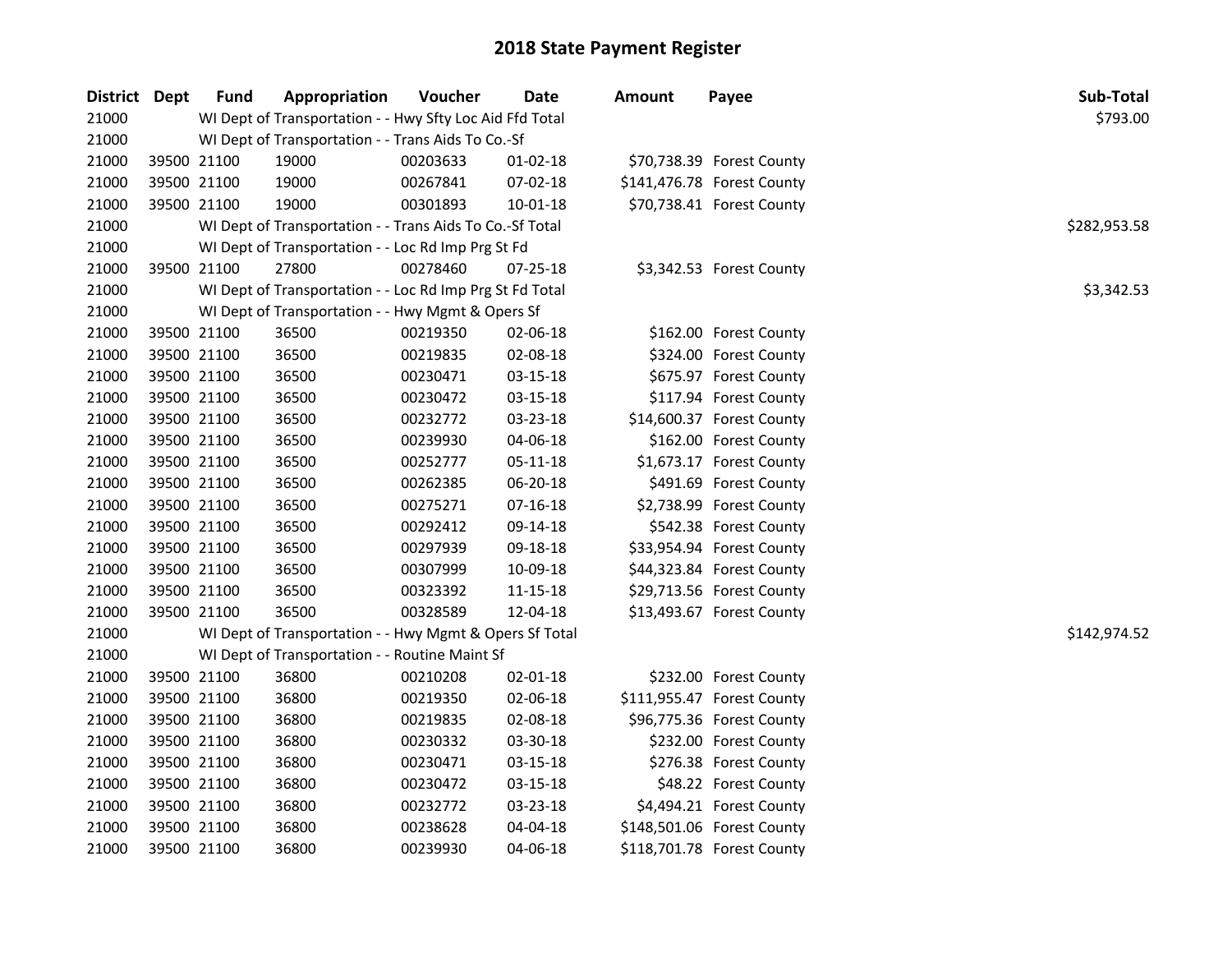# 2018 State Payment Register

| District | Dept | Fund | Appropriation | Voucher | Date | Amount | Payee | Sub-Total |
|---|---|---|---|---|---|---|---|---|
| 21000 | | WI Dept of Transportation - - Hwy Sfty Loc Aid Ffd Total | | | | | | $793.00 |
| 21000 | | WI Dept of Transportation - - Trans Aids To Co.-Sf | | | | | | |
| 21000 | 39500 | 21100 | 19000 | 00203633 | 01-02-18 | $70,738.39 | Forest County | |
| 21000 | 39500 | 21100 | 19000 | 00267841 | 07-02-18 | $141,476.78 | Forest County | |
| 21000 | 39500 | 21100 | 19000 | 00301893 | 10-01-18 | $70,738.41 | Forest County | |
| 21000 | | WI Dept of Transportation - - Trans Aids To Co.-Sf Total | | | | | | $282,953.58 |
| 21000 | | WI Dept of Transportation - - Loc Rd Imp Prg St Fd | | | | | | |
| 21000 | 39500 | 21100 | 27800 | 00278460 | 07-25-18 | $3,342.53 | Forest County | |
| 21000 | | WI Dept of Transportation - - Loc Rd Imp Prg St Fd Total | | | | | | $3,342.53 |
| 21000 | | WI Dept of Transportation - - Hwy Mgmt & Opers Sf | | | | | | |
| 21000 | 39500 | 21100 | 36500 | 00219350 | 02-06-18 | $162.00 | Forest County | |
| 21000 | 39500 | 21100 | 36500 | 00219835 | 02-08-18 | $324.00 | Forest County | |
| 21000 | 39500 | 21100 | 36500 | 00230471 | 03-15-18 | $675.97 | Forest County | |
| 21000 | 39500 | 21100 | 36500 | 00230472 | 03-15-18 | $117.94 | Forest County | |
| 21000 | 39500 | 21100 | 36500 | 00232772 | 03-23-18 | $14,600.37 | Forest County | |
| 21000 | 39500 | 21100 | 36500 | 00239930 | 04-06-18 | $162.00 | Forest County | |
| 21000 | 39500 | 21100 | 36500 | 00252777 | 05-11-18 | $1,673.17 | Forest County | |
| 21000 | 39500 | 21100 | 36500 | 00262385 | 06-20-18 | $491.69 | Forest County | |
| 21000 | 39500 | 21100 | 36500 | 00275271 | 07-16-18 | $2,738.99 | Forest County | |
| 21000 | 39500 | 21100 | 36500 | 00292412 | 09-14-18 | $542.38 | Forest County | |
| 21000 | 39500 | 21100 | 36500 | 00297939 | 09-18-18 | $33,954.94 | Forest County | |
| 21000 | 39500 | 21100 | 36500 | 00307999 | 10-09-18 | $44,323.84 | Forest County | |
| 21000 | 39500 | 21100 | 36500 | 00323392 | 11-15-18 | $29,713.56 | Forest County | |
| 21000 | 39500 | 21100 | 36500 | 00328589 | 12-04-18 | $13,493.67 | Forest County | |
| 21000 | | WI Dept of Transportation - - Hwy Mgmt & Opers Sf Total | | | | | | $142,974.52 |
| 21000 | | WI Dept of Transportation - - Routine Maint Sf | | | | | | |
| 21000 | 39500 | 21100 | 36800 | 00210208 | 02-01-18 | $232.00 | Forest County | |
| 21000 | 39500 | 21100 | 36800 | 00219350 | 02-06-18 | $111,955.47 | Forest County | |
| 21000 | 39500 | 21100 | 36800 | 00219835 | 02-08-18 | $96,775.36 | Forest County | |
| 21000 | 39500 | 21100 | 36800 | 00230332 | 03-30-18 | $232.00 | Forest County | |
| 21000 | 39500 | 21100 | 36800 | 00230471 | 03-15-18 | $276.38 | Forest County | |
| 21000 | 39500 | 21100 | 36800 | 00230472 | 03-15-18 | $48.22 | Forest County | |
| 21000 | 39500 | 21100 | 36800 | 00232772 | 03-23-18 | $4,494.21 | Forest County | |
| 21000 | 39500 | 21100 | 36800 | 00238628 | 04-04-18 | $148,501.06 | Forest County | |
| 21000 | 39500 | 21100 | 36800 | 00239930 | 04-06-18 | $118,701.78 | Forest County | |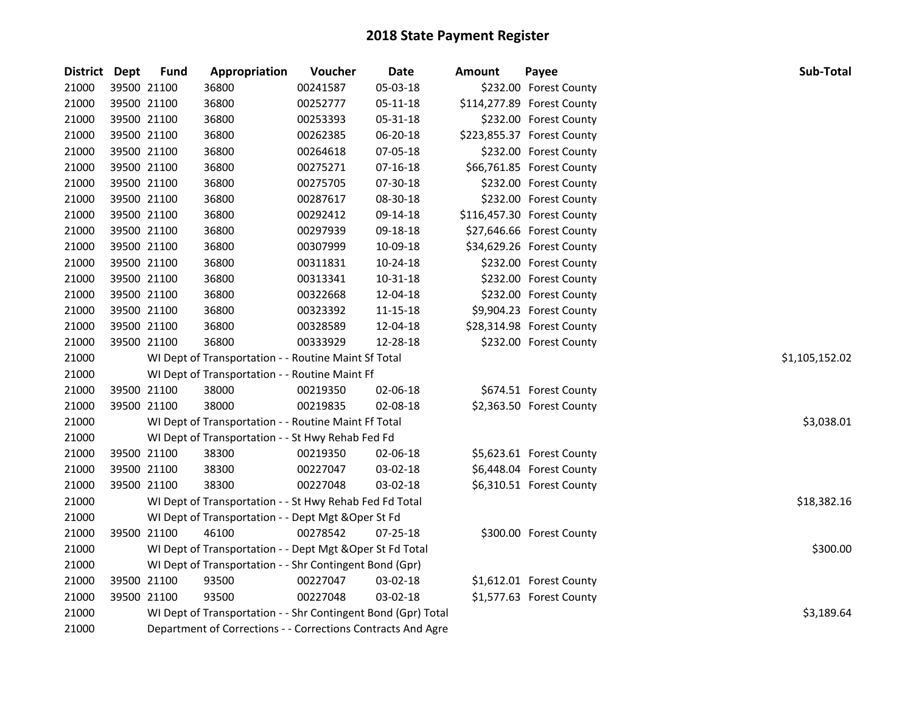# 2018 State Payment Register

| District | Dept | Fund | Appropriation | Voucher | Date | Amount | Payee | Sub-Total |
|---|---|---|---|---|---|---|---|---|
| 21000 | 39500 | 21100 | 36800 | 00241587 | 05-03-18 | $232.00 | Forest County | |
| 21000 | 39500 | 21100 | 36800 | 00252777 | 05-11-18 | $114,277.89 | Forest County | |
| 21000 | 39500 | 21100 | 36800 | 00253393 | 05-31-18 | $232.00 | Forest County | |
| 21000 | 39500 | 21100 | 36800 | 00262385 | 06-20-18 | $223,855.37 | Forest County | |
| 21000 | 39500 | 21100 | 36800 | 00264618 | 07-05-18 | $232.00 | Forest County | |
| 21000 | 39500 | 21100 | 36800 | 00275271 | 07-16-18 | $66,761.85 | Forest County | |
| 21000 | 39500 | 21100 | 36800 | 00275705 | 07-30-18 | $232.00 | Forest County | |
| 21000 | 39500 | 21100 | 36800 | 00287617 | 08-30-18 | $232.00 | Forest County | |
| 21000 | 39500 | 21100 | 36800 | 00292412 | 09-14-18 | $116,457.30 | Forest County | |
| 21000 | 39500 | 21100 | 36800 | 00297939 | 09-18-18 | $27,646.66 | Forest County | |
| 21000 | 39500 | 21100 | 36800 | 00307999 | 10-09-18 | $34,629.26 | Forest County | |
| 21000 | 39500 | 21100 | 36800 | 00311831 | 10-24-18 | $232.00 | Forest County | |
| 21000 | 39500 | 21100 | 36800 | 00313341 | 10-31-18 | $232.00 | Forest County | |
| 21000 | 39500 | 21100 | 36800 | 00322668 | 12-04-18 | $232.00 | Forest County | |
| 21000 | 39500 | 21100 | 36800 | 00323392 | 11-15-18 | $9,904.23 | Forest County | |
| 21000 | 39500 | 21100 | 36800 | 00328589 | 12-04-18 | $28,314.98 | Forest County | |
| 21000 | 39500 | 21100 | 36800 | 00333929 | 12-28-18 | $232.00 | Forest County | |
| 21000 | | WI Dept of Transportation - - Routine Maint Sf Total | | | | | | $1,105,152.02 |
| 21000 | | WI Dept of Transportation - - Routine Maint Ff | | | | | | |
| 21000 | 39500 | 21100 | 38000 | 00219350 | 02-06-18 | $674.51 | Forest County | |
| 21000 | 39500 | 21100 | 38000 | 00219835 | 02-08-18 | $2,363.50 | Forest County | |
| 21000 | | WI Dept of Transportation - - Routine Maint Ff Total | | | | | | $3,038.01 |
| 21000 | | WI Dept of Transportation - - St Hwy Rehab Fed Fd | | | | | | |
| 21000 | 39500 | 21100 | 38300 | 00219350 | 02-06-18 | $5,623.61 | Forest County | |
| 21000 | 39500 | 21100 | 38300 | 00227047 | 03-02-18 | $6,448.04 | Forest County | |
| 21000 | 39500 | 21100 | 38300 | 00227048 | 03-02-18 | $6,310.51 | Forest County | |
| 21000 | | WI Dept of Transportation - - St Hwy Rehab Fed Fd Total | | | | | | $18,382.16 |
| 21000 | | WI Dept of Transportation - - Dept Mgt &Oper St Fd | | | | | | |
| 21000 | 39500 | 21100 | 46100 | 00278542 | 07-25-18 | $300.00 | Forest County | |
| 21000 | | WI Dept of Transportation - - Dept Mgt &Oper St Fd Total | | | | | | $300.00 |
| 21000 | | WI Dept of Transportation - - Shr Contingent Bond (Gpr) | | | | | | |
| 21000 | 39500 | 21100 | 93500 | 00227047 | 03-02-18 | $1,612.01 | Forest County | |
| 21000 | 39500 | 21100 | 93500 | 00227048 | 03-02-18 | $1,577.63 | Forest County | |
| 21000 | | WI Dept of Transportation - - Shr Contingent Bond (Gpr) Total | | | | | | $3,189.64 |
| 21000 | | Department of Corrections - - Corrections Contracts And Agre | | | | | | |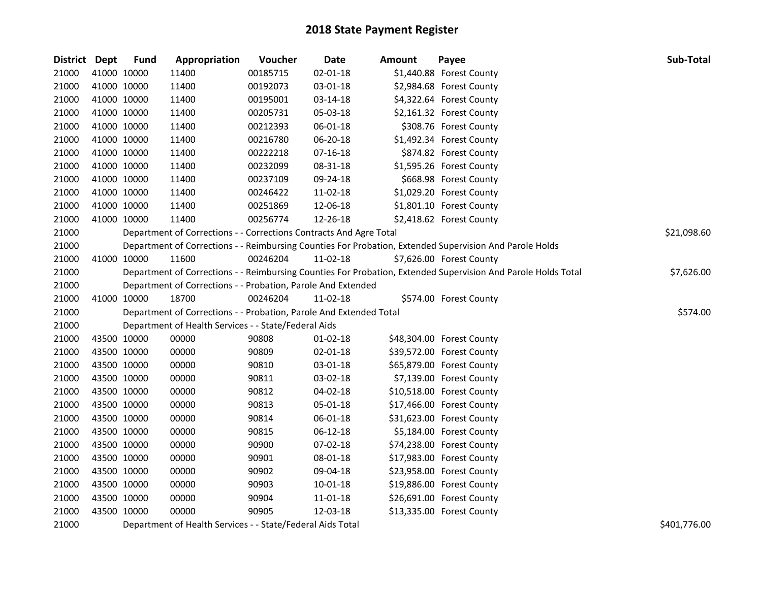# 2018 State Payment Register

| District | Dept | Fund | Appropriation | Voucher | Date | Amount | Payee | Sub-Total |
|---|---|---|---|---|---|---|---|---|
| 21000 | 41000 | 10000 | 11400 | 00185715 | 02-01-18 | $1,440.88 | Forest County | |
| 21000 | 41000 | 10000 | 11400 | 00192073 | 03-01-18 | $2,984.68 | Forest County | |
| 21000 | 41000 | 10000 | 11400 | 00195001 | 03-14-18 | $4,322.64 | Forest County | |
| 21000 | 41000 | 10000 | 11400 | 00205731 | 05-03-18 | $2,161.32 | Forest County | |
| 21000 | 41000 | 10000 | 11400 | 00212393 | 06-01-18 | $308.76 | Forest County | |
| 21000 | 41000 | 10000 | 11400 | 00216780 | 06-20-18 | $1,492.34 | Forest County | |
| 21000 | 41000 | 10000 | 11400 | 00222218 | 07-16-18 | $874.82 | Forest County | |
| 21000 | 41000 | 10000 | 11400 | 00232099 | 08-31-18 | $1,595.26 | Forest County | |
| 21000 | 41000 | 10000 | 11400 | 00237109 | 09-24-18 | $668.98 | Forest County | |
| 21000 | 41000 | 10000 | 11400 | 00246422 | 11-02-18 | $1,029.20 | Forest County | |
| 21000 | 41000 | 10000 | 11400 | 00251869 | 12-06-18 | $1,801.10 | Forest County | |
| 21000 | 41000 | 10000 | 11400 | 00256774 | 12-26-18 | $2,418.62 | Forest County | |
| 21000 | | Department of Corrections - - Corrections Contracts And Agre Total | | | | | | $21,098.60 |
| 21000 | | Department of Corrections - - Reimbursing Counties For Probation, Extended Supervision And Parole Holds | | | | | | |
| 21000 | 41000 | 10000 | 11600 | 00246204 | 11-02-18 | $7,626.00 | Forest County | |
| 21000 | | Department of Corrections - - Reimbursing Counties For Probation, Extended Supervision And Parole Holds Total | | | | | | $7,626.00 |
| 21000 | | Department of Corrections - - Probation, Parole And Extended | | | | | | |
| 21000 | 41000 | 10000 | 18700 | 00246204 | 11-02-18 | $574.00 | Forest County | |
| 21000 | | Department of Corrections - - Probation, Parole And Extended Total | | | | | | $574.00 |
| 21000 | | Department of Health Services - - State/Federal Aids | | | | | | |
| 21000 | 43500 | 10000 | 00000 | 90808 | 01-02-18 | $48,304.00 | Forest County | |
| 21000 | 43500 | 10000 | 00000 | 90809 | 02-01-18 | $39,572.00 | Forest County | |
| 21000 | 43500 | 10000 | 00000 | 90810 | 03-01-18 | $65,879.00 | Forest County | |
| 21000 | 43500 | 10000 | 00000 | 90811 | 03-02-18 | $7,139.00 | Forest County | |
| 21000 | 43500 | 10000 | 00000 | 90812 | 04-02-18 | $10,518.00 | Forest County | |
| 21000 | 43500 | 10000 | 00000 | 90813 | 05-01-18 | $17,466.00 | Forest County | |
| 21000 | 43500 | 10000 | 00000 | 90814 | 06-01-18 | $31,623.00 | Forest County | |
| 21000 | 43500 | 10000 | 00000 | 90815 | 06-12-18 | $5,184.00 | Forest County | |
| 21000 | 43500 | 10000 | 00000 | 90900 | 07-02-18 | $74,238.00 | Forest County | |
| 21000 | 43500 | 10000 | 00000 | 90901 | 08-01-18 | $17,983.00 | Forest County | |
| 21000 | 43500 | 10000 | 00000 | 90902 | 09-04-18 | $23,958.00 | Forest County | |
| 21000 | 43500 | 10000 | 00000 | 90903 | 10-01-18 | $19,886.00 | Forest County | |
| 21000 | 43500 | 10000 | 00000 | 90904 | 11-01-18 | $26,691.00 | Forest County | |
| 21000 | 43500 | 10000 | 00000 | 90905 | 12-03-18 | $13,335.00 | Forest County | |
| 21000 | | Department of Health Services - - State/Federal Aids Total | | | | | | $401,776.00 |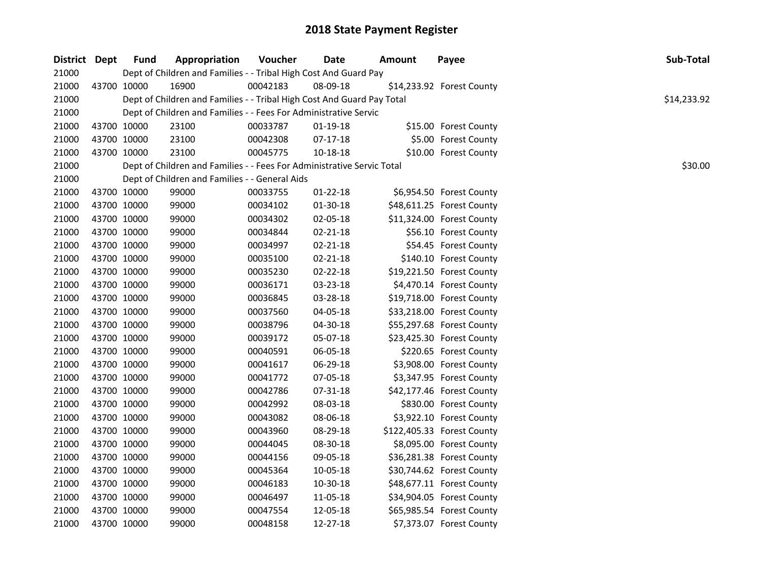# 2018 State Payment Register

| District | Dept | Fund | Appropriation | Voucher | Date | Amount | Payee | Sub-Total |
|---|---|---|---|---|---|---|---|---|
| 21000 | | Dept of Children and Families - - Tribal High Cost And Guard Pay | | | | | | |
| 21000 | 43700 | 10000 | 16900 | 00042183 | 08-09-18 | $14,233.92 | Forest County | |
| 21000 | | Dept of Children and Families - - Tribal High Cost And Guard Pay Total | | | | | | $14,233.92 |
| 21000 | | Dept of Children and Families - - Fees For Administrative Servic | | | | | | |
| 21000 | 43700 | 10000 | 23100 | 00033787 | 01-19-18 | $15.00 | Forest County | |
| 21000 | 43700 | 10000 | 23100 | 00042308 | 07-17-18 | $5.00 | Forest County | |
| 21000 | 43700 | 10000 | 23100 | 00045775 | 10-18-18 | $10.00 | Forest County | |
| 21000 | | Dept of Children and Families - - Fees For Administrative Servic Total | | | | | | $30.00 |
| 21000 | | Dept of Children and Families - - General Aids | | | | | | |
| 21000 | 43700 | 10000 | 99000 | 00033755 | 01-22-18 | $6,954.50 | Forest County | |
| 21000 | 43700 | 10000 | 99000 | 00034102 | 01-30-18 | $48,611.25 | Forest County | |
| 21000 | 43700 | 10000 | 99000 | 00034302 | 02-05-18 | $11,324.00 | Forest County | |
| 21000 | 43700 | 10000 | 99000 | 00034844 | 02-21-18 | $56.10 | Forest County | |
| 21000 | 43700 | 10000 | 99000 | 00034997 | 02-21-18 | $54.45 | Forest County | |
| 21000 | 43700 | 10000 | 99000 | 00035100 | 02-21-18 | $140.10 | Forest County | |
| 21000 | 43700 | 10000 | 99000 | 00035230 | 02-22-18 | $19,221.50 | Forest County | |
| 21000 | 43700 | 10000 | 99000 | 00036171 | 03-23-18 | $4,470.14 | Forest County | |
| 21000 | 43700 | 10000 | 99000 | 00036845 | 03-28-18 | $19,718.00 | Forest County | |
| 21000 | 43700 | 10000 | 99000 | 00037560 | 04-05-18 | $33,218.00 | Forest County | |
| 21000 | 43700 | 10000 | 99000 | 00038796 | 04-30-18 | $55,297.68 | Forest County | |
| 21000 | 43700 | 10000 | 99000 | 00039172 | 05-07-18 | $23,425.30 | Forest County | |
| 21000 | 43700 | 10000 | 99000 | 00040591 | 06-05-18 | $220.65 | Forest County | |
| 21000 | 43700 | 10000 | 99000 | 00041617 | 06-29-18 | $3,908.00 | Forest County | |
| 21000 | 43700 | 10000 | 99000 | 00041772 | 07-05-18 | $3,347.95 | Forest County | |
| 21000 | 43700 | 10000 | 99000 | 00042786 | 07-31-18 | $42,177.46 | Forest County | |
| 21000 | 43700 | 10000 | 99000 | 00042992 | 08-03-18 | $830.00 | Forest County | |
| 21000 | 43700 | 10000 | 99000 | 00043082 | 08-06-18 | $3,922.10 | Forest County | |
| 21000 | 43700 | 10000 | 99000 | 00043960 | 08-29-18 | $122,405.33 | Forest County | |
| 21000 | 43700 | 10000 | 99000 | 00044045 | 08-30-18 | $8,095.00 | Forest County | |
| 21000 | 43700 | 10000 | 99000 | 00044156 | 09-05-18 | $36,281.38 | Forest County | |
| 21000 | 43700 | 10000 | 99000 | 00045364 | 10-05-18 | $30,744.62 | Forest County | |
| 21000 | 43700 | 10000 | 99000 | 00046183 | 10-30-18 | $48,677.11 | Forest County | |
| 21000 | 43700 | 10000 | 99000 | 00046497 | 11-05-18 | $34,904.05 | Forest County | |
| 21000 | 43700 | 10000 | 99000 | 00047554 | 12-05-18 | $65,985.54 | Forest County | |
| 21000 | 43700 | 10000 | 99000 | 00048158 | 12-27-18 | $7,373.07 | Forest County | |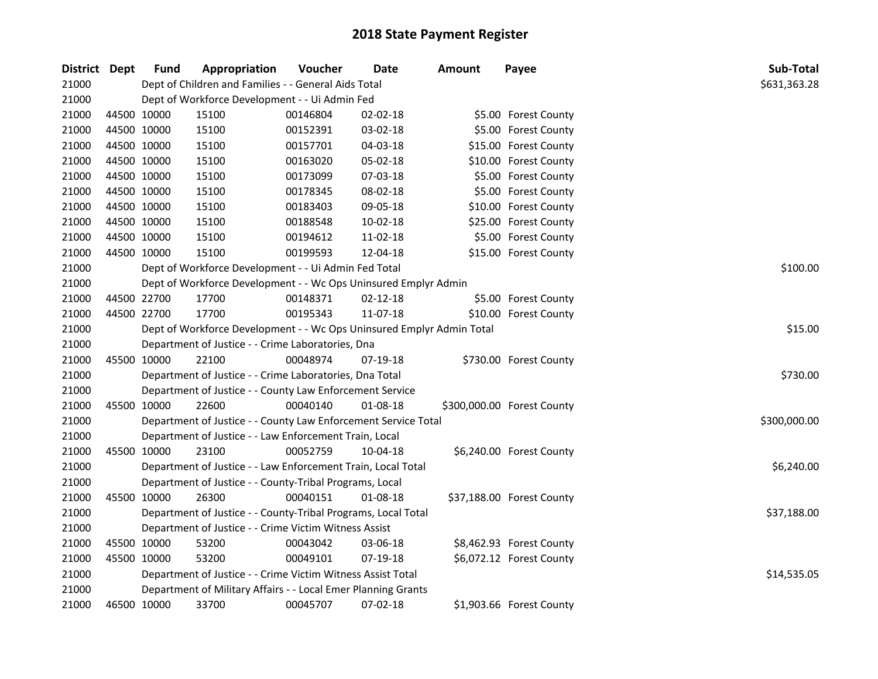# 2018 State Payment Register

| District | Dept | Fund | Appropriation | Voucher | Date | Amount | Payee | Sub-Total |
|---|---|---|---|---|---|---|---|---|
| 21000 | | Dept of Children and Families - - General Aids Total | | | | | | $631,363.28 |
| 21000 | | Dept of Workforce Development - - Ui Admin Fed | | | | | | |
| 21000 | 44500 | 10000 | 15100 | 00146804 | 02-02-18 | $5.00 | Forest County | |
| 21000 | 44500 | 10000 | 15100 | 00152391 | 03-02-18 | $5.00 | Forest County | |
| 21000 | 44500 | 10000 | 15100 | 00157701 | 04-03-18 | $15.00 | Forest County | |
| 21000 | 44500 | 10000 | 15100 | 00163020 | 05-02-18 | $10.00 | Forest County | |
| 21000 | 44500 | 10000 | 15100 | 00173099 | 07-03-18 | $5.00 | Forest County | |
| 21000 | 44500 | 10000 | 15100 | 00178345 | 08-02-18 | $5.00 | Forest County | |
| 21000 | 44500 | 10000 | 15100 | 00183403 | 09-05-18 | $10.00 | Forest County | |
| 21000 | 44500 | 10000 | 15100 | 00188548 | 10-02-18 | $25.00 | Forest County | |
| 21000 | 44500 | 10000 | 15100 | 00194612 | 11-02-18 | $5.00 | Forest County | |
| 21000 | 44500 | 10000 | 15100 | 00199593 | 12-04-18 | $15.00 | Forest County | |
| 21000 | | Dept of Workforce Development - - Ui Admin Fed Total | | | | | | $100.00 |
| 21000 | | Dept of Workforce Development - - Wc Ops Uninsured Emplyr Admin | | | | | | |
| 21000 | 44500 | 22700 | 17700 | 00148371 | 02-12-18 | $5.00 | Forest County | |
| 21000 | 44500 | 22700 | 17700 | 00195343 | 11-07-18 | $10.00 | Forest County | |
| 21000 | | Dept of Workforce Development - - Wc Ops Uninsured Emplyr Admin Total | | | | | | $15.00 |
| 21000 | | Department of Justice - - Crime Laboratories, Dna | | | | | | |
| 21000 | 45500 | 10000 | 22100 | 00048974 | 07-19-18 | $730.00 | Forest County | |
| 21000 | | Department of Justice - - Crime Laboratories, Dna Total | | | | | | $730.00 |
| 21000 | | Department of Justice - - County Law Enforcement Service | | | | | | |
| 21000 | 45500 | 10000 | 22600 | 00040140 | 01-08-18 | $300,000.00 | Forest County | |
| 21000 | | Department of Justice - - County Law Enforcement Service Total | | | | | | $300,000.00 |
| 21000 | | Department of Justice - - Law Enforcement Train, Local | | | | | | |
| 21000 | 45500 | 10000 | 23100 | 00052759 | 10-04-18 | $6,240.00 | Forest County | |
| 21000 | | Department of Justice - - Law Enforcement Train, Local Total | | | | | | $6,240.00 |
| 21000 | | Department of Justice - - County-Tribal Programs, Local | | | | | | |
| 21000 | 45500 | 10000 | 26300 | 00040151 | 01-08-18 | $37,188.00 | Forest County | |
| 21000 | | Department of Justice - - County-Tribal Programs, Local Total | | | | | | $37,188.00 |
| 21000 | | Department of Justice - - Crime Victim Witness Assist | | | | | | |
| 21000 | 45500 | 10000 | 53200 | 00043042 | 03-06-18 | $8,462.93 | Forest County | |
| 21000 | 45500 | 10000 | 53200 | 00049101 | 07-19-18 | $6,072.12 | Forest County | |
| 21000 | | Department of Justice - - Crime Victim Witness Assist Total | | | | | | $14,535.05 |
| 21000 | | Department of Military Affairs - - Local Emer Planning Grants | | | | | | |
| 21000 | 46500 | 10000 | 33700 | 00045707 | 07-02-18 | $1,903.66 | Forest County | |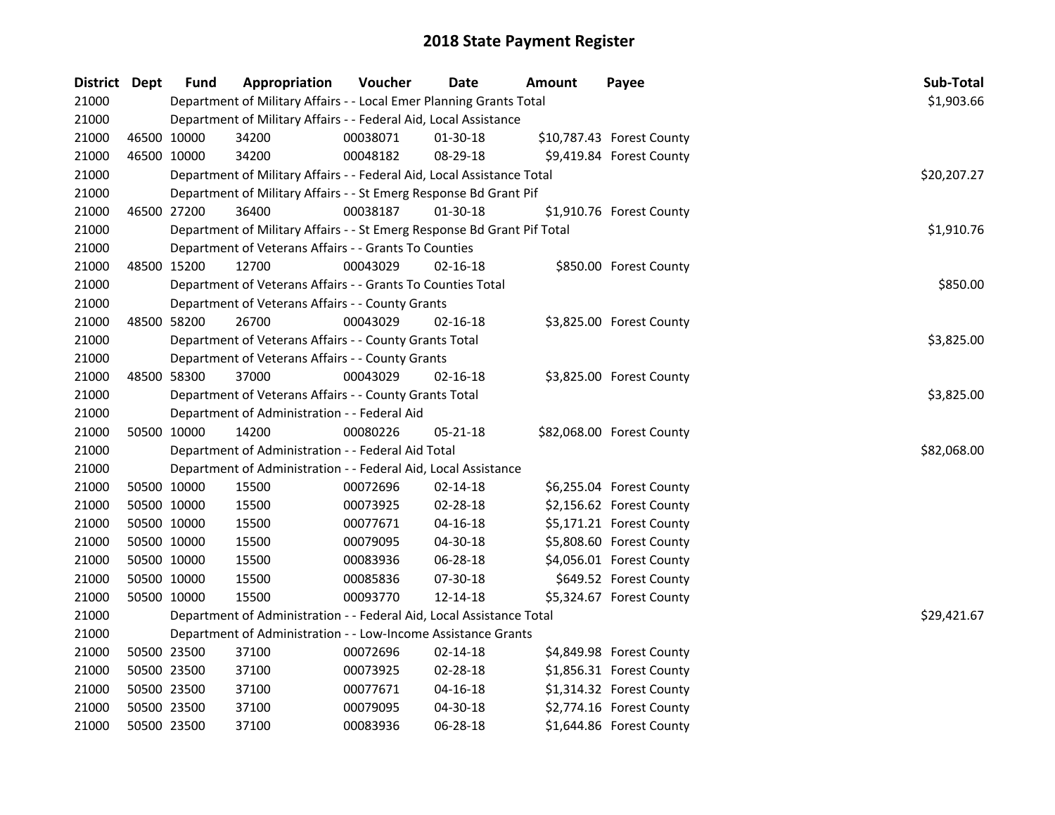# 2018 State Payment Register

| District | Dept | Fund | Appropriation | Voucher | Date | Amount | Payee | Sub-Total |
|---|---|---|---|---|---|---|---|---|
| 21000 | | Department of Military Affairs - - Local Emer Planning Grants Total | | | | | | $1,903.66 |
| 21000 | | Department of Military Affairs - - Federal Aid, Local Assistance | | | | | | |
| 21000 | 46500 | 10000 | 34200 | 00038071 | 01-30-18 | $10,787.43 | Forest County | |
| 21000 | 46500 | 10000 | 34200 | 00048182 | 08-29-18 | $9,419.84 | Forest County | |
| 21000 | | Department of Military Affairs - - Federal Aid, Local Assistance Total | | | | | | $20,207.27 |
| 21000 | | Department of Military Affairs - - St Emerg Response Bd Grant Pif | | | | | | |
| 21000 | 46500 | 27200 | 36400 | 00038187 | 01-30-18 | $1,910.76 | Forest County | |
| 21000 | | Department of Military Affairs - - St Emerg Response Bd Grant Pif Total | | | | | | $1,910.76 |
| 21000 | | Department of Veterans Affairs - - Grants To Counties | | | | | | |
| 21000 | 48500 | 15200 | 12700 | 00043029 | 02-16-18 | $850.00 | Forest County | |
| 21000 | | Department of Veterans Affairs - - Grants To Counties Total | | | | | | $850.00 |
| 21000 | | Department of Veterans Affairs - - County Grants | | | | | | |
| 21000 | 48500 | 58200 | 26700 | 00043029 | 02-16-18 | $3,825.00 | Forest County | |
| 21000 | | Department of Veterans Affairs - - County Grants Total | | | | | | $3,825.00 |
| 21000 | | Department of Veterans Affairs - - County Grants | | | | | | |
| 21000 | 48500 | 58300 | 37000 | 00043029 | 02-16-18 | $3,825.00 | Forest County | |
| 21000 | | Department of Veterans Affairs - - County Grants Total | | | | | | $3,825.00 |
| 21000 | | Department of Administration - - Federal Aid | | | | | | |
| 21000 | 50500 | 10000 | 14200 | 00080226 | 05-21-18 | $82,068.00 | Forest County | |
| 21000 | | Department of Administration - - Federal Aid Total | | | | | | $82,068.00 |
| 21000 | | Department of Administration - - Federal Aid, Local Assistance | | | | | | |
| 21000 | 50500 | 10000 | 15500 | 00072696 | 02-14-18 | $6,255.04 | Forest County | |
| 21000 | 50500 | 10000 | 15500 | 00073925 | 02-28-18 | $2,156.62 | Forest County | |
| 21000 | 50500 | 10000 | 15500 | 00077671 | 04-16-18 | $5,171.21 | Forest County | |
| 21000 | 50500 | 10000 | 15500 | 00079095 | 04-30-18 | $5,808.60 | Forest County | |
| 21000 | 50500 | 10000 | 15500 | 00083936 | 06-28-18 | $4,056.01 | Forest County | |
| 21000 | 50500 | 10000 | 15500 | 00085836 | 07-30-18 | $649.52 | Forest County | |
| 21000 | 50500 | 10000 | 15500 | 00093770 | 12-14-18 | $5,324.67 | Forest County | |
| 21000 | | Department of Administration - - Federal Aid, Local Assistance Total | | | | | | $29,421.67 |
| 21000 | | Department of Administration - - Low-Income Assistance Grants | | | | | | |
| 21000 | 50500 | 23500 | 37100 | 00072696 | 02-14-18 | $4,849.98 | Forest County | |
| 21000 | 50500 | 23500 | 37100 | 00073925 | 02-28-18 | $1,856.31 | Forest County | |
| 21000 | 50500 | 23500 | 37100 | 00077671 | 04-16-18 | $1,314.32 | Forest County | |
| 21000 | 50500 | 23500 | 37100 | 00079095 | 04-30-18 | $2,774.16 | Forest County | |
| 21000 | 50500 | 23500 | 37100 | 00083936 | 06-28-18 | $1,644.86 | Forest County | |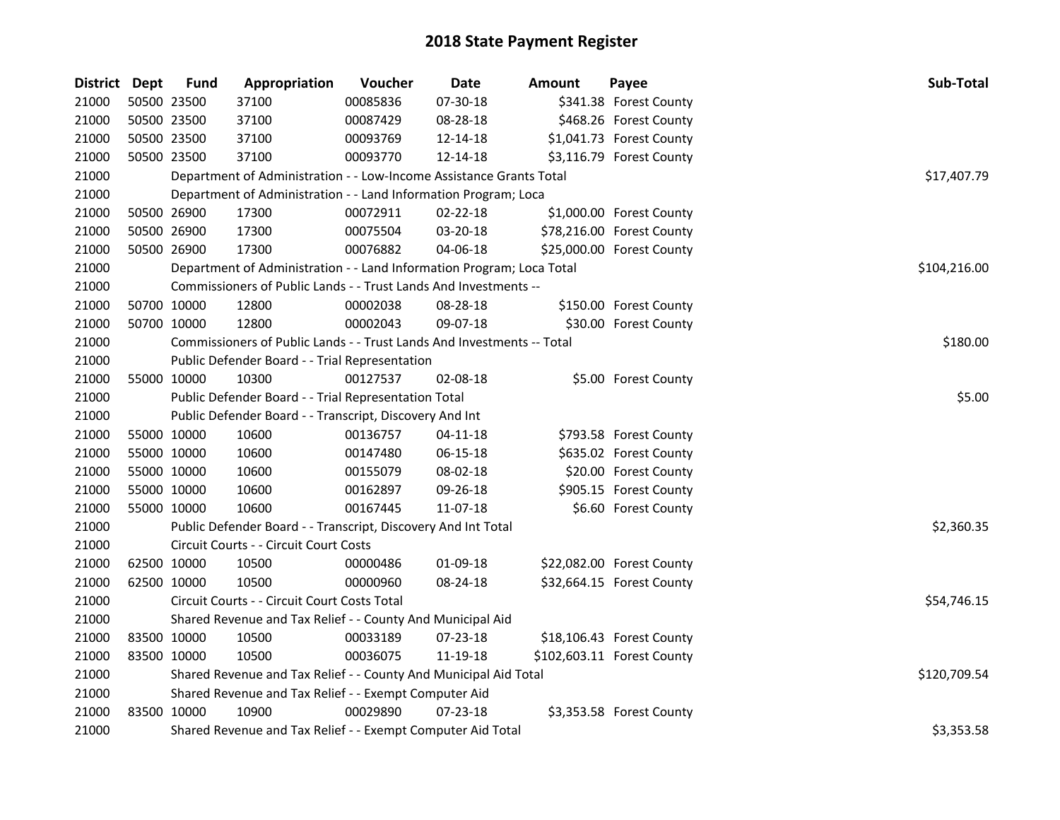# 2018 State Payment Register

| District | Dept | Fund | Appropriation | Voucher | Date | Amount | Payee | Sub-Total |
|---|---|---|---|---|---|---|---|---|
| 21000 | 50500 | 23500 | 37100 | 00085836 | 07-30-18 | $341.38 | Forest County | |
| 21000 | 50500 | 23500 | 37100 | 00087429 | 08-28-18 | $468.26 | Forest County | |
| 21000 | 50500 | 23500 | 37100 | 00093769 | 12-14-18 | $1,041.73 | Forest County | |
| 21000 | 50500 | 23500 | 37100 | 00093770 | 12-14-18 | $3,116.79 | Forest County | |
| 21000 | | Department of Administration - - Low-Income Assistance Grants Total | | | | | | $17,407.79 |
| 21000 | | Department of Administration - - Land Information Program; Loca | | | | | | |
| 21000 | 50500 | 26900 | 17300 | 00072911 | 02-22-18 | $1,000.00 | Forest County | |
| 21000 | 50500 | 26900 | 17300 | 00075504 | 03-20-18 | $78,216.00 | Forest County | |
| 21000 | 50500 | 26900 | 17300 | 00076882 | 04-06-18 | $25,000.00 | Forest County | |
| 21000 | | Department of Administration - - Land Information Program; Loca Total | | | | | | $104,216.00 |
| 21000 | | Commissioners of Public Lands - - Trust Lands And Investments -- | | | | | | |
| 21000 | 50700 | 10000 | 12800 | 00002038 | 08-28-18 | $150.00 | Forest County | |
| 21000 | 50700 | 10000 | 12800 | 00002043 | 09-07-18 | $30.00 | Forest County | |
| 21000 | | Commissioners of Public Lands - - Trust Lands And Investments -- Total | | | | | | $180.00 |
| 21000 | | Public Defender Board - - Trial Representation | | | | | | |
| 21000 | 55000 | 10000 | 10300 | 00127537 | 02-08-18 | $5.00 | Forest County | |
| 21000 | | Public Defender Board - - Trial Representation Total | | | | | | $5.00 |
| 21000 | | Public Defender Board - - Transcript, Discovery And Int | | | | | | |
| 21000 | 55000 | 10000 | 10600 | 00136757 | 04-11-18 | $793.58 | Forest County | |
| 21000 | 55000 | 10000 | 10600 | 00147480 | 06-15-18 | $635.02 | Forest County | |
| 21000 | 55000 | 10000 | 10600 | 00155079 | 08-02-18 | $20.00 | Forest County | |
| 21000 | 55000 | 10000 | 10600 | 00162897 | 09-26-18 | $905.15 | Forest County | |
| 21000 | 55000 | 10000 | 10600 | 00167445 | 11-07-18 | $6.60 | Forest County | |
| 21000 | | Public Defender Board - - Transcript, Discovery And Int Total | | | | | | $2,360.35 |
| 21000 | | Circuit Courts - - Circuit Court Costs | | | | | | |
| 21000 | 62500 | 10000 | 10500 | 00000486 | 01-09-18 | $22,082.00 | Forest County | |
| 21000 | 62500 | 10000 | 10500 | 00000960 | 08-24-18 | $32,664.15 | Forest County | |
| 21000 | | Circuit Courts - - Circuit Court Costs Total | | | | | | $54,746.15 |
| 21000 | | Shared Revenue and Tax Relief - - County And Municipal Aid | | | | | | |
| 21000 | 83500 | 10000 | 10500 | 00033189 | 07-23-18 | $18,106.43 | Forest County | |
| 21000 | 83500 | 10000 | 10500 | 00036075 | 11-19-18 | $102,603.11 | Forest County | |
| 21000 | | Shared Revenue and Tax Relief - - County And Municipal Aid Total | | | | | | $120,709.54 |
| 21000 | | Shared Revenue and Tax Relief - - Exempt Computer Aid | | | | | | |
| 21000 | 83500 | 10000 | 10900 | 00029890 | 07-23-18 | $3,353.58 | Forest County | |
| 21000 | | Shared Revenue and Tax Relief - - Exempt Computer Aid Total | | | | | | $3,353.58 |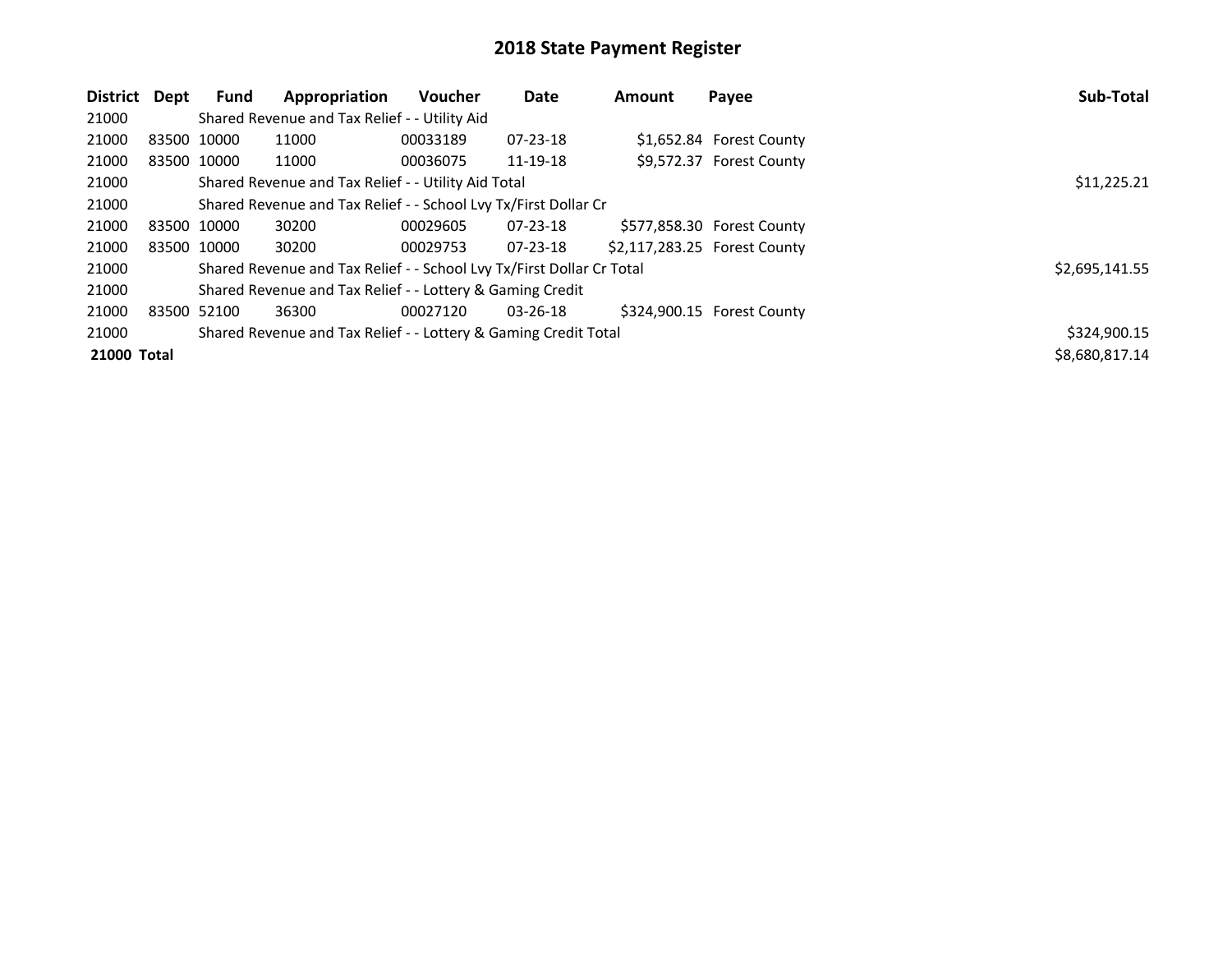# 2018 State Payment Register

| District | Dept | Fund | Appropriation | Voucher | Date | Amount | Payee | Sub-Total |
|---|---|---|---|---|---|---|---|---|
| 21000 | | Shared Revenue and Tax Relief - - Utility Aid | | | | | | |
| 21000 | 83500 | 10000 | 11000 | 00033189 | 07-23-18 | $1,652.84 | Forest County | |
| 21000 | 83500 | 10000 | 11000 | 00036075 | 11-19-18 | $9,572.37 | Forest County | |
| 21000 | | Shared Revenue and Tax Relief - - Utility Aid Total | | | | | | $11,225.21 |
| 21000 | | Shared Revenue and Tax Relief - - School Lvy Tx/First Dollar Cr | | | | | | |
| 21000 | 83500 | 10000 | 30200 | 00029605 | 07-23-18 | $577,858.30 | Forest County | |
| 21000 | 83500 | 10000 | 30200 | 00029753 | 07-23-18 | $2,117,283.25 | Forest County | |
| 21000 | | Shared Revenue and Tax Relief - - School Lvy Tx/First Dollar Cr Total | | | | | | $2,695,141.55 |
| 21000 | | Shared Revenue and Tax Relief - - Lottery & Gaming Credit | | | | | | |
| 21000 | 83500 | 52100 | 36300 | 00027120 | 03-26-18 | $324,900.15 | Forest County | |
| 21000 | | Shared Revenue and Tax Relief - - Lottery & Gaming Credit Total | | | | | | $324,900.15 |
| **21000 Total** | | | | | | | | $8,680,817.14 |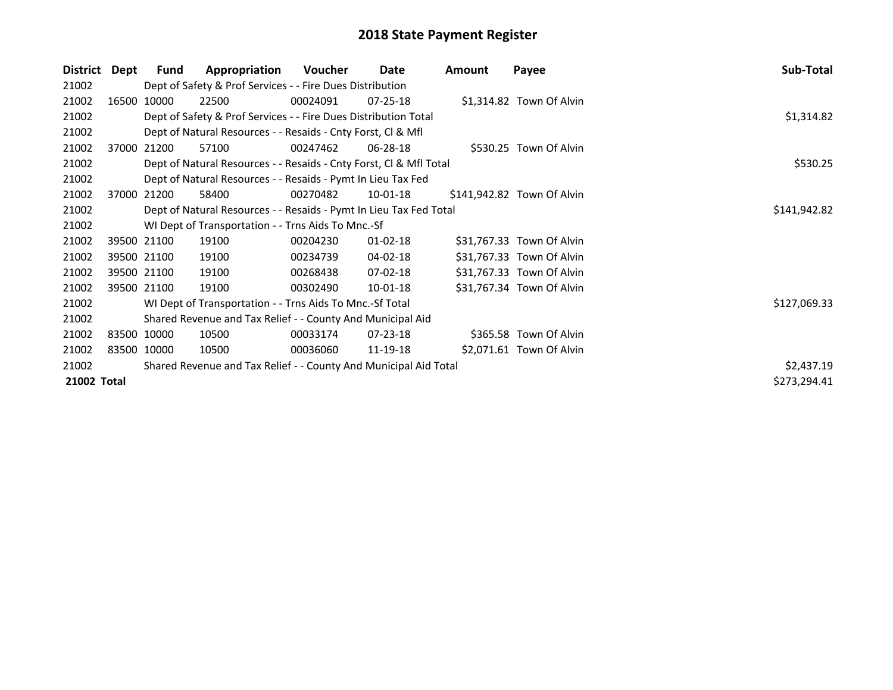# 2018 State Payment Register

| District | Dept | Fund | Appropriation | Voucher | Date | Amount | Payee | Sub-Total |
|---|---|---|---|---|---|---|---|---|
| 21002 | Dept of Safety & Prof Services - - Fire Dues Distribution | | | | | | | |
| 21002 | 16500 | 10000 | 22500 | 00024091 | 07-25-18 | $1,314.82 | Town Of Alvin | |
| 21002 | Dept of Safety & Prof Services - - Fire Dues Distribution Total | | | | | | | $1,314.82 |
| 21002 | Dept of Natural Resources - - Resaids - Cnty Forst, Cl & Mfl | | | | | | | |
| 21002 | 37000 | 21200 | 57100 | 00247462 | 06-28-18 | $530.25 | Town Of Alvin | |
| 21002 | Dept of Natural Resources - - Resaids - Cnty Forst, Cl & Mfl Total | | | | | | | $530.25 |
| 21002 | Dept of Natural Resources - - Resaids - Pymt In Lieu Tax Fed | | | | | | | |
| 21002 | 37000 | 21200 | 58400 | 00270482 | 10-01-18 | $141,942.82 | Town Of Alvin | |
| 21002 | Dept of Natural Resources - - Resaids - Pymt In Lieu Tax Fed Total | | | | | | | $141,942.82 |
| 21002 | WI Dept of Transportation - - Trns Aids To Mnc.-Sf | | | | | | | |
| 21002 | 39500 | 21100 | 19100 | 00204230 | 01-02-18 | $31,767.33 | Town Of Alvin | |
| 21002 | 39500 | 21100 | 19100 | 00234739 | 04-02-18 | $31,767.33 | Town Of Alvin | |
| 21002 | 39500 | 21100 | 19100 | 00268438 | 07-02-18 | $31,767.33 | Town Of Alvin | |
| 21002 | 39500 | 21100 | 19100 | 00302490 | 10-01-18 | $31,767.34 | Town Of Alvin | |
| 21002 | WI Dept of Transportation - - Trns Aids To Mnc.-Sf Total | | | | | | | $127,069.33 |
| 21002 | Shared Revenue and Tax Relief - - County And Municipal Aid | | | | | | | |
| 21002 | 83500 | 10000 | 10500 | 00033174 | 07-23-18 | $365.58 | Town Of Alvin | |
| 21002 | 83500 | 10000 | 10500 | 00036060 | 11-19-18 | $2,071.61 | Town Of Alvin | |
| 21002 | Shared Revenue and Tax Relief - - County And Municipal Aid Total | | | | | | | $2,437.19 |
| **21002 Total** | | | | | | | | $273,294.41 |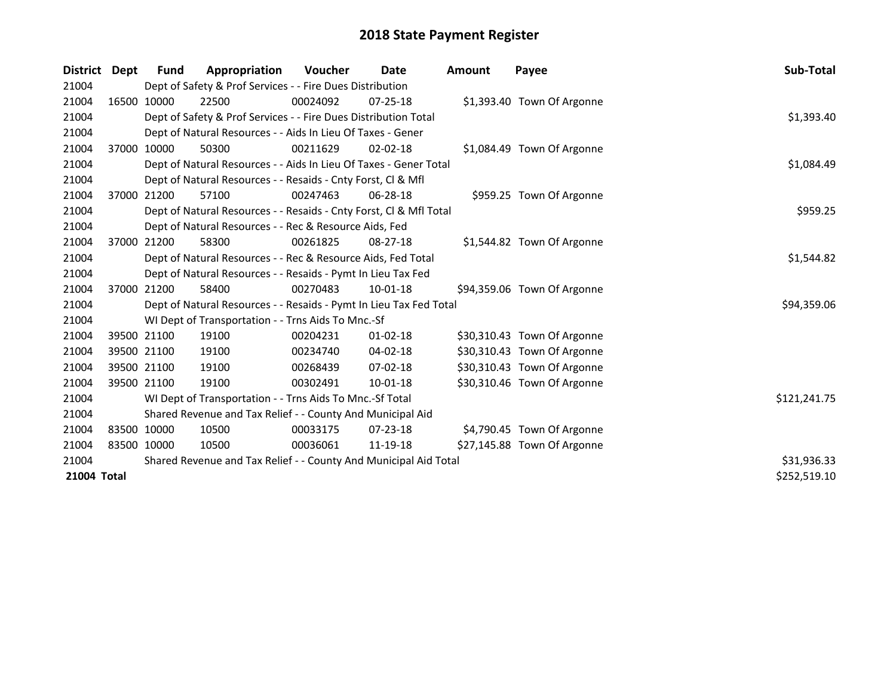# 2018 State Payment Register

| District | Dept | Fund | Appropriation | Voucher | Date | Amount | Payee | Sub-Total |
|---|---|---|---|---|---|---|---|---|
| 21004 | Dept of Safety & Prof Services - - Fire Dues Distribution | | | | | | | |
| 21004 | 16500 | 10000 | 22500 | 00024092 | 07-25-18 | $1,393.40 | Town Of Argonne | |
| 21004 | Dept of Safety & Prof Services - - Fire Dues Distribution Total | | | | | | | $1,393.40 |
| 21004 | Dept of Natural Resources - - Aids In Lieu Of Taxes - Gener | | | | | | | |
| 21004 | 37000 | 10000 | 50300 | 00211629 | 02-02-18 | $1,084.49 | Town Of Argonne | |
| 21004 | Dept of Natural Resources - - Aids In Lieu Of Taxes - Gener Total | | | | | | | $1,084.49 |
| 21004 | Dept of Natural Resources - - Resaids - Cnty Forst, Cl & Mfl | | | | | | | |
| 21004 | 37000 | 21200 | 57100 | 00247463 | 06-28-18 | $959.25 | Town Of Argonne | |
| 21004 | Dept of Natural Resources - - Resaids - Cnty Forst, Cl & Mfl Total | | | | | | | $959.25 |
| 21004 | Dept of Natural Resources - - Rec & Resource Aids, Fed | | | | | | | |
| 21004 | 37000 | 21200 | 58300 | 00261825 | 08-27-18 | $1,544.82 | Town Of Argonne | |
| 21004 | Dept of Natural Resources - - Rec & Resource Aids, Fed Total | | | | | | | $1,544.82 |
| 21004 | Dept of Natural Resources - - Resaids - Pymt In Lieu Tax Fed | | | | | | | |
| 21004 | 37000 | 21200 | 58400 | 00270483 | 10-01-18 | $94,359.06 | Town Of Argonne | |
| 21004 | Dept of Natural Resources - - Resaids - Pymt In Lieu Tax Fed Total | | | | | | | $94,359.06 |
| 21004 | WI Dept of Transportation - - Trns Aids To Mnc.-Sf | | | | | | | |
| 21004 | 39500 | 21100 | 19100 | 00204231 | 01-02-18 | $30,310.43 | Town Of Argonne | |
| 21004 | 39500 | 21100 | 19100 | 00234740 | 04-02-18 | $30,310.43 | Town Of Argonne | |
| 21004 | 39500 | 21100 | 19100 | 00268439 | 07-02-18 | $30,310.43 | Town Of Argonne | |
| 21004 | 39500 | 21100 | 19100 | 00302491 | 10-01-18 | $30,310.46 | Town Of Argonne | |
| 21004 | WI Dept of Transportation - - Trns Aids To Mnc.-Sf Total | | | | | | | $121,241.75 |
| 21004 | Shared Revenue and Tax Relief - - County And Municipal Aid | | | | | | | |
| 21004 | 83500 | 10000 | 10500 | 00033175 | 07-23-18 | $4,790.45 | Town Of Argonne | |
| 21004 | 83500 | 10000 | 10500 | 00036061 | 11-19-18 | $27,145.88 | Town Of Argonne | |
| 21004 | Shared Revenue and Tax Relief - - County And Municipal Aid Total | | | | | | | $31,936.33 |
| **21004 Total** | | | | | | | | $252,519.10 |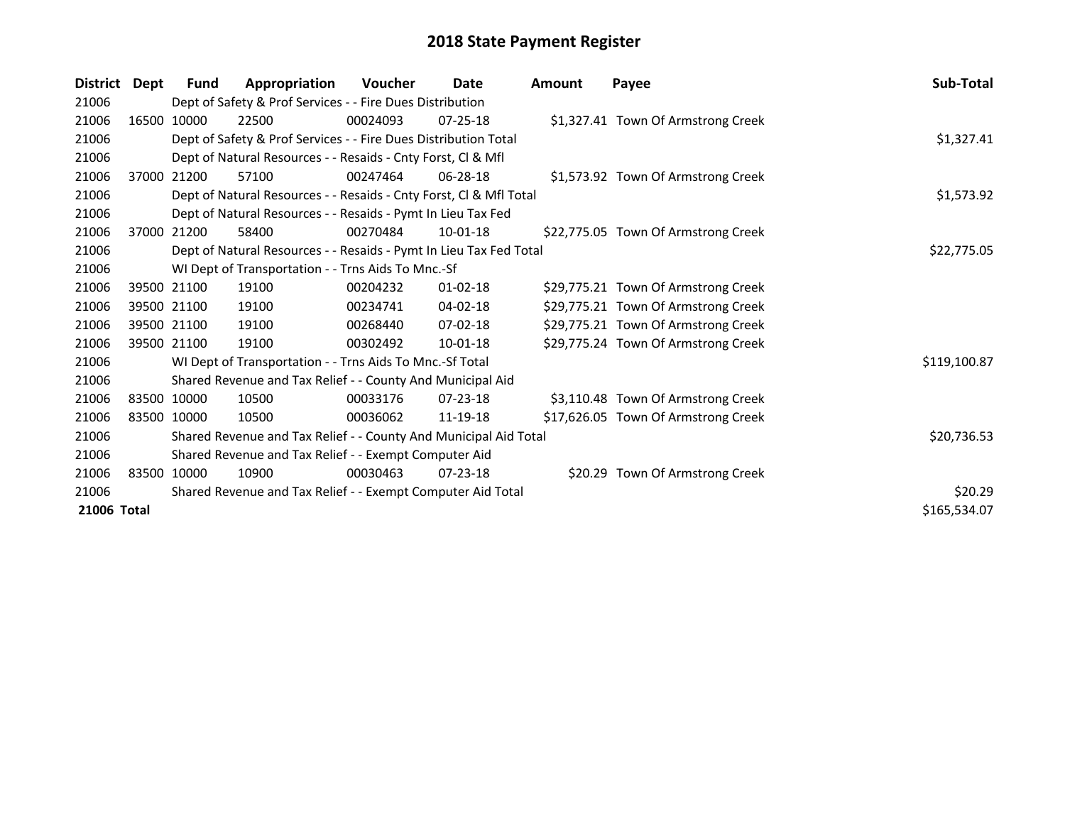# 2018 State Payment Register

| District | Dept | Fund | Appropriation | Voucher | Date | Amount | Payee | Sub-Total |
|---|---|---|---|---|---|---|---|---|
| 21006 | | Dept of Safety & Prof Services - - Fire Dues Distribution | | | | | | |
| 21006 | 16500 | 10000 | 22500 | 00024093 | 07-25-18 | $1,327.41 | Town Of Armstrong Creek | |
| 21006 | | Dept of Safety & Prof Services - - Fire Dues Distribution Total | | | | | | $1,327.41 |
| 21006 | | Dept of Natural Resources - - Resaids - Cnty Forst, Cl & Mfl | | | | | | |
| 21006 | 37000 | 21200 | 57100 | 00247464 | 06-28-18 | $1,573.92 | Town Of Armstrong Creek | |
| 21006 | | Dept of Natural Resources - - Resaids - Cnty Forst, Cl & Mfl Total | | | | | | $1,573.92 |
| 21006 | | Dept of Natural Resources - - Resaids - Pymt In Lieu Tax Fed | | | | | | |
| 21006 | 37000 | 21200 | 58400 | 00270484 | 10-01-18 | $22,775.05 | Town Of Armstrong Creek | |
| 21006 | | Dept of Natural Resources - - Resaids - Pymt In Lieu Tax Fed Total | | | | | | $22,775.05 |
| 21006 | | WI Dept of Transportation - - Trns Aids To Mnc.-Sf | | | | | | |
| 21006 | 39500 | 21100 | 19100 | 00204232 | 01-02-18 | $29,775.21 | Town Of Armstrong Creek | |
| 21006 | 39500 | 21100 | 19100 | 00234741 | 04-02-18 | $29,775.21 | Town Of Armstrong Creek | |
| 21006 | 39500 | 21100 | 19100 | 00268440 | 07-02-18 | $29,775.21 | Town Of Armstrong Creek | |
| 21006 | 39500 | 21100 | 19100 | 00302492 | 10-01-18 | $29,775.24 | Town Of Armstrong Creek | |
| 21006 | | WI Dept of Transportation - - Trns Aids To Mnc.-Sf Total | | | | | | $119,100.87 |
| 21006 | | Shared Revenue and Tax Relief - - County And Municipal Aid | | | | | | |
| 21006 | 83500 | 10000 | 10500 | 00033176 | 07-23-18 | $3,110.48 | Town Of Armstrong Creek | |
| 21006 | 83500 | 10000 | 10500 | 00036062 | 11-19-18 | $17,626.05 | Town Of Armstrong Creek | |
| 21006 | | Shared Revenue and Tax Relief - - County And Municipal Aid Total | | | | | | $20,736.53 |
| 21006 | | Shared Revenue and Tax Relief - - Exempt Computer Aid | | | | | | |
| 21006 | 83500 | 10000 | 10900 | 00030463 | 07-23-18 | $20.29 | Town Of Armstrong Creek | |
| 21006 | | Shared Revenue and Tax Relief - - Exempt Computer Aid Total | | | | | | $20.29 |
| **21006 Total** | | | | | | | | $165,534.07 |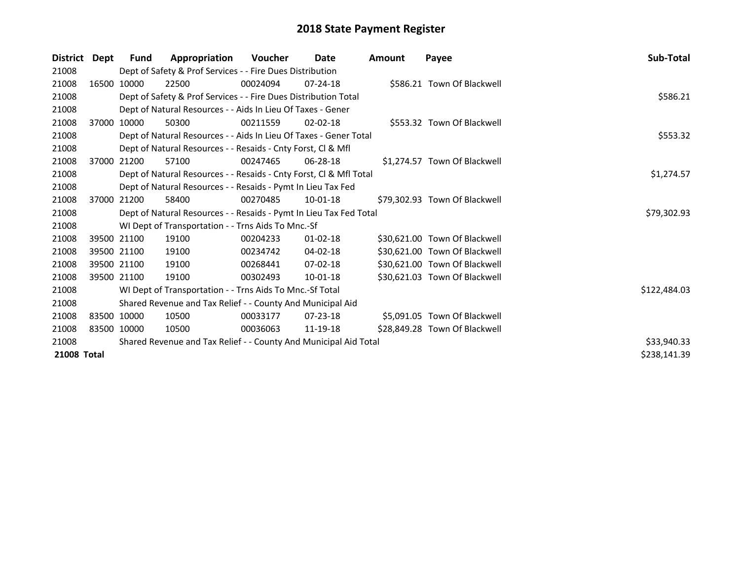# 2018 State Payment Register

| District | Dept | Fund | Appropriation | Voucher | Date | Amount | Payee | Sub-Total |
|---|---|---|---|---|---|---|---|---|
| 21008 | | Dept of Safety & Prof Services - - Fire Dues Distribution | | | | | | |
| 21008 | 16500 | 10000 | 22500 | 00024094 | 07-24-18 | $586.21 | Town Of Blackwell | |
| 21008 | | Dept of Safety & Prof Services - - Fire Dues Distribution Total | | | | | | $586.21 |
| 21008 | | Dept of Natural Resources - - Aids In Lieu Of Taxes - Gener | | | | | | |
| 21008 | 37000 | 10000 | 50300 | 00211559 | 02-02-18 | $553.32 | Town Of Blackwell | |
| 21008 | | Dept of Natural Resources - - Aids In Lieu Of Taxes - Gener Total | | | | | | $553.32 |
| 21008 | | Dept of Natural Resources - - Resaids - Cnty Forst, Cl & Mfl | | | | | | |
| 21008 | 37000 | 21200 | 57100 | 00247465 | 06-28-18 | $1,274.57 | Town Of Blackwell | |
| 21008 | | Dept of Natural Resources - - Resaids - Cnty Forst, Cl & Mfl Total | | | | | | $1,274.57 |
| 21008 | | Dept of Natural Resources - - Resaids - Pymt In Lieu Tax Fed | | | | | | |
| 21008 | 37000 | 21200 | 58400 | 00270485 | 10-01-18 | $79,302.93 | Town Of Blackwell | |
| 21008 | | Dept of Natural Resources - - Resaids - Pymt In Lieu Tax Fed Total | | | | | | $79,302.93 |
| 21008 | | WI Dept of Transportation - - Trns Aids To Mnc.-Sf | | | | | | |
| 21008 | 39500 | 21100 | 19100 | 00204233 | 01-02-18 | $30,621.00 | Town Of Blackwell | |
| 21008 | 39500 | 21100 | 19100 | 00234742 | 04-02-18 | $30,621.00 | Town Of Blackwell | |
| 21008 | 39500 | 21100 | 19100 | 00268441 | 07-02-18 | $30,621.00 | Town Of Blackwell | |
| 21008 | 39500 | 21100 | 19100 | 00302493 | 10-01-18 | $30,621.03 | Town Of Blackwell | |
| 21008 | | WI Dept of Transportation - - Trns Aids To Mnc.-Sf Total | | | | | | $122,484.03 |
| 21008 | | Shared Revenue and Tax Relief - - County And Municipal Aid | | | | | | |
| 21008 | 83500 | 10000 | 10500 | 00033177 | 07-23-18 | $5,091.05 | Town Of Blackwell | |
| 21008 | 83500 | 10000 | 10500 | 00036063 | 11-19-18 | $28,849.28 | Town Of Blackwell | |
| 21008 | | Shared Revenue and Tax Relief - - County And Municipal Aid Total | | | | | | $33,940.33 |
| **21008 Total** | | | | | | | | $238,141.39 |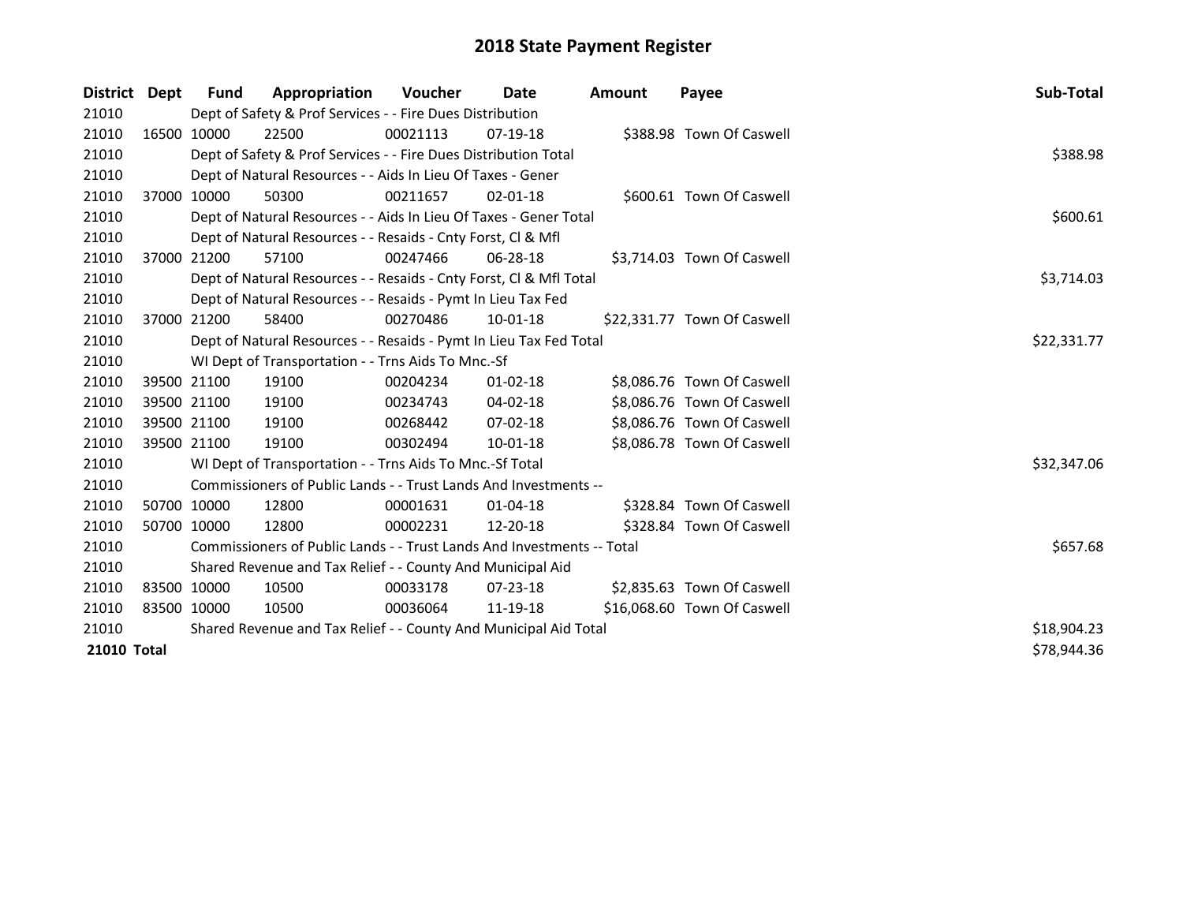# 2018 State Payment Register

| District | Dept | Fund | Appropriation | Voucher | Date | Amount | Payee | Sub-Total |
|---|---|---|---|---|---|---|---|---|
| 21010 | | Dept of Safety & Prof Services - - Fire Dues Distribution | | | | | | |
| 21010 | 16500 | 10000 | 22500 | 00021113 | 07-19-18 | $388.98 | Town Of Caswell | |
| 21010 | | Dept of Safety & Prof Services - - Fire Dues Distribution Total | | | | | | $388.98 |
| 21010 | | Dept of Natural Resources - - Aids In Lieu Of Taxes - Gener | | | | | | |
| 21010 | 37000 | 10000 | 50300 | 00211657 | 02-01-18 | $600.61 | Town Of Caswell | |
| 21010 | | Dept of Natural Resources - - Aids In Lieu Of Taxes - Gener Total | | | | | | $600.61 |
| 21010 | | Dept of Natural Resources - - Resaids - Cnty Forst, Cl & Mfl | | | | | | |
| 21010 | 37000 | 21200 | 57100 | 00247466 | 06-28-18 | $3,714.03 | Town Of Caswell | |
| 21010 | | Dept of Natural Resources - - Resaids - Cnty Forst, Cl & Mfl Total | | | | | | $3,714.03 |
| 21010 | | Dept of Natural Resources - - Resaids - Pymt In Lieu Tax Fed | | | | | | |
| 21010 | 37000 | 21200 | 58400 | 00270486 | 10-01-18 | $22,331.77 | Town Of Caswell | |
| 21010 | | Dept of Natural Resources - - Resaids - Pymt In Lieu Tax Fed Total | | | | | | $22,331.77 |
| 21010 | | WI Dept of Transportation - - Trns Aids To Mnc.-Sf | | | | | | |
| 21010 | 39500 | 21100 | 19100 | 00204234 | 01-02-18 | $8,086.76 | Town Of Caswell | |
| 21010 | 39500 | 21100 | 19100 | 00234743 | 04-02-18 | $8,086.76 | Town Of Caswell | |
| 21010 | 39500 | 21100 | 19100 | 00268442 | 07-02-18 | $8,086.76 | Town Of Caswell | |
| 21010 | 39500 | 21100 | 19100 | 00302494 | 10-01-18 | $8,086.78 | Town Of Caswell | |
| 21010 | | WI Dept of Transportation - - Trns Aids To Mnc.-Sf Total | | | | | | $32,347.06 |
| 21010 | | Commissioners of Public Lands - - Trust Lands And Investments -- | | | | | | |
| 21010 | 50700 | 10000 | 12800 | 00001631 | 01-04-18 | $328.84 | Town Of Caswell | |
| 21010 | 50700 | 10000 | 12800 | 00002231 | 12-20-18 | $328.84 | Town Of Caswell | |
| 21010 | | Commissioners of Public Lands - - Trust Lands And Investments -- Total | | | | | | $657.68 |
| 21010 | | Shared Revenue and Tax Relief - - County And Municipal Aid | | | | | | |
| 21010 | 83500 | 10000 | 10500 | 00033178 | 07-23-18 | $2,835.63 | Town Of Caswell | |
| 21010 | 83500 | 10000 | 10500 | 00036064 | 11-19-18 | $16,068.60 | Town Of Caswell | |
| 21010 | | Shared Revenue and Tax Relief - - County And Municipal Aid Total | | | | | | $18,904.23 |
| **21010 Total** | | | | | | | | $78,944.36 |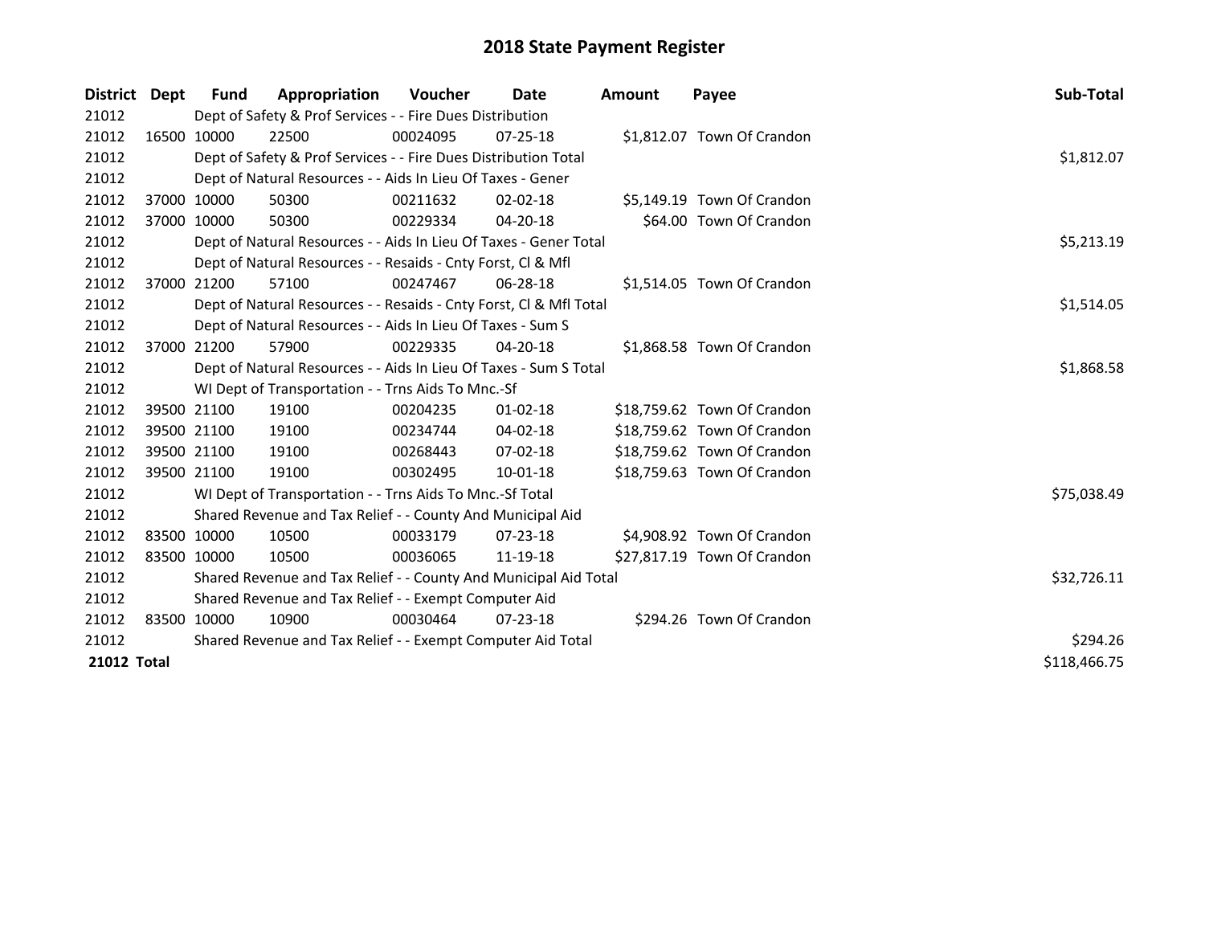# 2018 State Payment Register

| District | Dept | Fund | Appropriation | Voucher | Date | Amount | Payee | Sub-Total |
|---|---|---|---|---|---|---|---|---|
| 21012 | | Dept of Safety & Prof Services - - Fire Dues Distribution | | | | | | |
| 21012 | 16500 | 10000 | 22500 | 00024095 | 07-25-18 | $1,812.07 | Town Of Crandon | |
| 21012 | | Dept of Safety & Prof Services - - Fire Dues Distribution Total | | | | | | $1,812.07 |
| 21012 | | Dept of Natural Resources - - Aids In Lieu Of Taxes - Gener | | | | | | |
| 21012 | 37000 | 10000 | 50300 | 00211632 | 02-02-18 | $5,149.19 | Town Of Crandon | |
| 21012 | 37000 | 10000 | 50300 | 00229334 | 04-20-18 | $64.00 | Town Of Crandon | |
| 21012 | | Dept of Natural Resources - - Aids In Lieu Of Taxes - Gener Total | | | | | | $5,213.19 |
| 21012 | | Dept of Natural Resources - - Resaids - Cnty Forst, Cl & Mfl | | | | | | |
| 21012 | 37000 | 21200 | 57100 | 00247467 | 06-28-18 | $1,514.05 | Town Of Crandon | |
| 21012 | | Dept of Natural Resources - - Resaids - Cnty Forst, Cl & Mfl Total | | | | | | $1,514.05 |
| 21012 | | Dept of Natural Resources - - Aids In Lieu Of Taxes - Sum S | | | | | | |
| 21012 | 37000 | 21200 | 57900 | 00229335 | 04-20-18 | $1,868.58 | Town Of Crandon | |
| 21012 | | Dept of Natural Resources - - Aids In Lieu Of Taxes - Sum S Total | | | | | | $1,868.58 |
| 21012 | | WI Dept of Transportation - - Trns Aids To Mnc.-Sf | | | | | | |
| 21012 | 39500 | 21100 | 19100 | 00204235 | 01-02-18 | $18,759.62 | Town Of Crandon | |
| 21012 | 39500 | 21100 | 19100 | 00234744 | 04-02-18 | $18,759.62 | Town Of Crandon | |
| 21012 | 39500 | 21100 | 19100 | 00268443 | 07-02-18 | $18,759.62 | Town Of Crandon | |
| 21012 | 39500 | 21100 | 19100 | 00302495 | 10-01-18 | $18,759.63 | Town Of Crandon | |
| 21012 | | WI Dept of Transportation - - Trns Aids To Mnc.-Sf Total | | | | | | $75,038.49 |
| 21012 | | Shared Revenue and Tax Relief - - County And Municipal Aid | | | | | | |
| 21012 | 83500 | 10000 | 10500 | 00033179 | 07-23-18 | $4,908.92 | Town Of Crandon | |
| 21012 | 83500 | 10000 | 10500 | 00036065 | 11-19-18 | $27,817.19 | Town Of Crandon | |
| 21012 | | Shared Revenue and Tax Relief - - County And Municipal Aid Total | | | | | | $32,726.11 |
| 21012 | | Shared Revenue and Tax Relief - - Exempt Computer Aid | | | | | | |
| 21012 | 83500 | 10000 | 10900 | 00030464 | 07-23-18 | $294.26 | Town Of Crandon | |
| 21012 | | Shared Revenue and Tax Relief - - Exempt Computer Aid Total | | | | | | $294.26 |
| **21012 Total** | | | | | | | | $118,466.75 |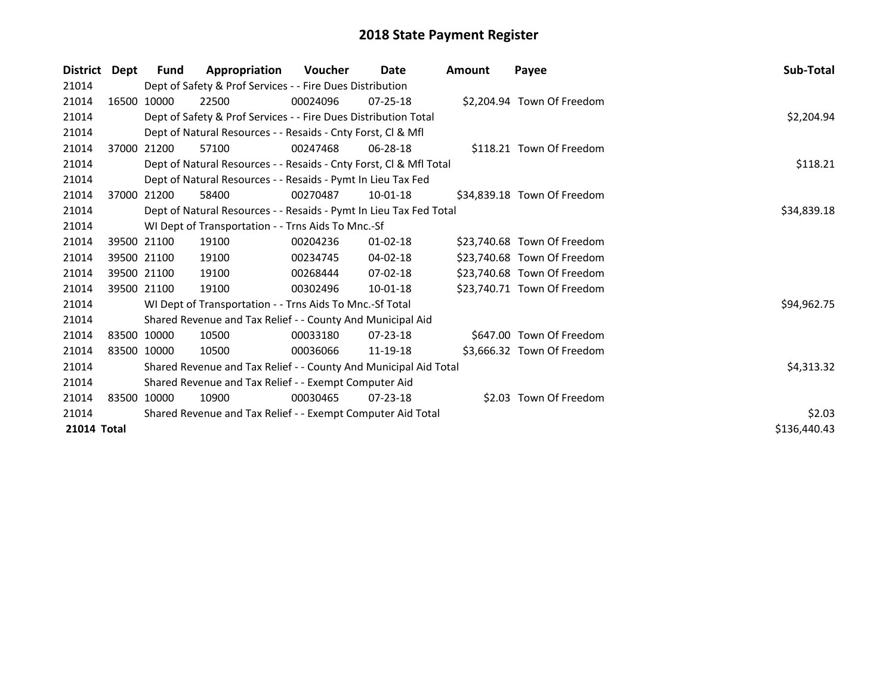# 2018 State Payment Register

| District | Dept | Fund | Appropriation | Voucher | Date | Amount | Payee | Sub-Total |
|---|---|---|---|---|---|---|---|---|
| 21014 | | Dept of Safety & Prof Services - - Fire Dues Distribution | | | | | | |
| 21014 | 16500 | 10000 | 22500 | 00024096 | 07-25-18 | $2,204.94 | Town Of Freedom | |
| 21014 | | Dept of Safety & Prof Services - - Fire Dues Distribution Total | | | | | | $2,204.94 |
| 21014 | | Dept of Natural Resources - - Resaids - Cnty Forst, Cl & Mfl | | | | | | |
| 21014 | 37000 | 21200 | 57100 | 00247468 | 06-28-18 | $118.21 | Town Of Freedom | |
| 21014 | | Dept of Natural Resources - - Resaids - Cnty Forst, Cl & Mfl Total | | | | | | $118.21 |
| 21014 | | Dept of Natural Resources - - Resaids - Pymt In Lieu Tax Fed | | | | | | |
| 21014 | 37000 | 21200 | 58400 | 00270487 | 10-01-18 | $34,839.18 | Town Of Freedom | |
| 21014 | | Dept of Natural Resources - - Resaids - Pymt In Lieu Tax Fed Total | | | | | | $34,839.18 |
| 21014 | | WI Dept of Transportation - - Trns Aids To Mnc.-Sf | | | | | | |
| 21014 | 39500 | 21100 | 19100 | 00204236 | 01-02-18 | $23,740.68 | Town Of Freedom | |
| 21014 | 39500 | 21100 | 19100 | 00234745 | 04-02-18 | $23,740.68 | Town Of Freedom | |
| 21014 | 39500 | 21100 | 19100 | 00268444 | 07-02-18 | $23,740.68 | Town Of Freedom | |
| 21014 | 39500 | 21100 | 19100 | 00302496 | 10-01-18 | $23,740.71 | Town Of Freedom | |
| 21014 | | WI Dept of Transportation - - Trns Aids To Mnc.-Sf Total | | | | | | $94,962.75 |
| 21014 | | Shared Revenue and Tax Relief - - County And Municipal Aid | | | | | | |
| 21014 | 83500 | 10000 | 10500 | 00033180 | 07-23-18 | $647.00 | Town Of Freedom | |
| 21014 | 83500 | 10000 | 10500 | 00036066 | 11-19-18 | $3,666.32 | Town Of Freedom | |
| 21014 | | Shared Revenue and Tax Relief - - County And Municipal Aid Total | | | | | | $4,313.32 |
| 21014 | | Shared Revenue and Tax Relief - - Exempt Computer Aid | | | | | | |
| 21014 | 83500 | 10000 | 10900 | 00030465 | 07-23-18 | $2.03 | Town Of Freedom | |
| 21014 | | Shared Revenue and Tax Relief - - Exempt Computer Aid Total | | | | | | $2.03 |
| **21014 Total** | | | | | | | | $136,440.43 |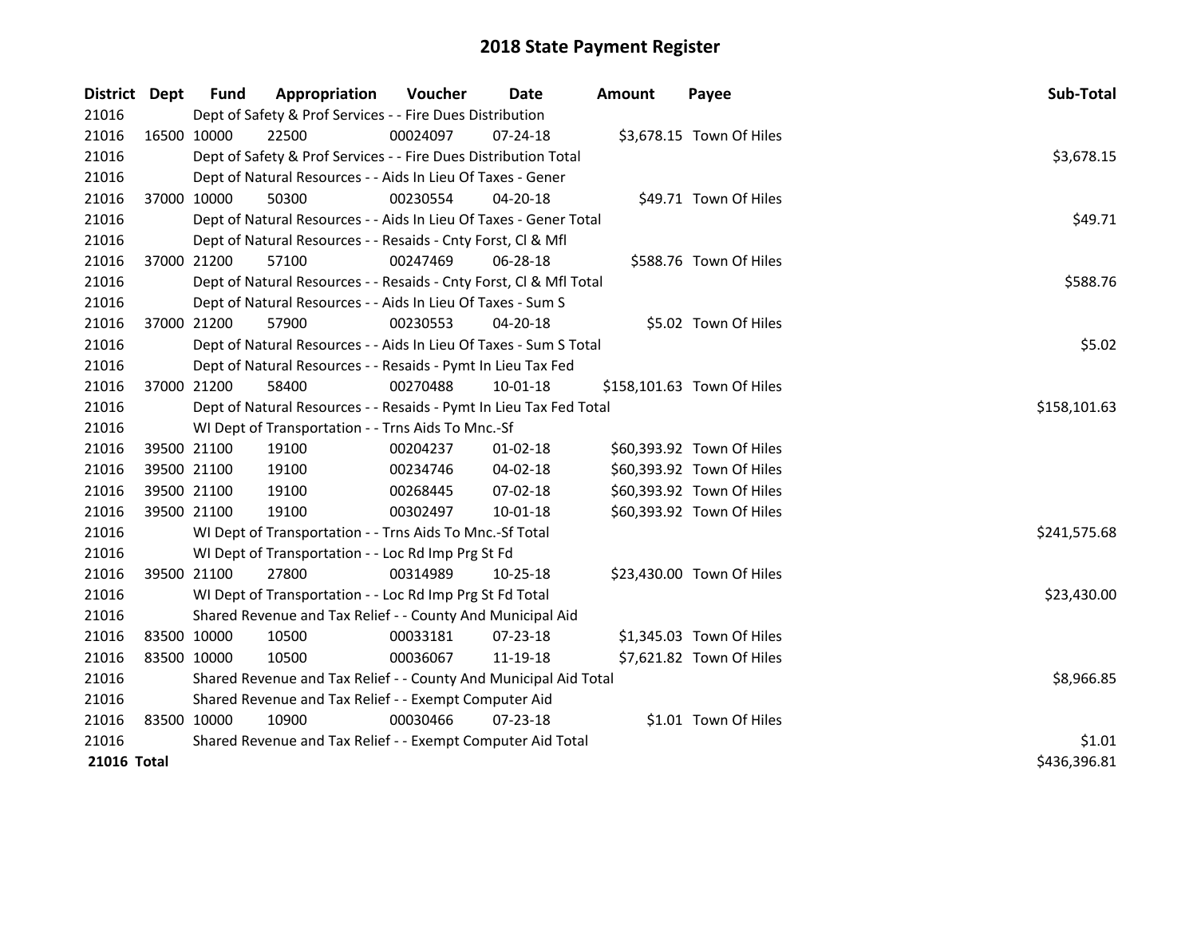# 2018 State Payment Register

| District | Dept | Fund | Appropriation | Voucher | Date | Amount | Payee | Sub-Total |
|---|---|---|---|---|---|---|---|---|
| 21016 | | Dept of Safety & Prof Services - - Fire Dues Distribution | | | | | | |
| 21016 | 16500 | 10000 | 22500 | 00024097 | 07-24-18 | $3,678.15 | Town Of Hiles | |
| 21016 | | Dept of Safety & Prof Services - - Fire Dues Distribution Total | | | | | | $3,678.15 |
| 21016 | | Dept of Natural Resources - - Aids In Lieu Of Taxes - Gener | | | | | | |
| 21016 | 37000 | 10000 | 50300 | 00230554 | 04-20-18 | $49.71 | Town Of Hiles | |
| 21016 | | Dept of Natural Resources - - Aids In Lieu Of Taxes - Gener Total | | | | | | $49.71 |
| 21016 | | Dept of Natural Resources - - Resaids - Cnty Forst, Cl & Mfl | | | | | | |
| 21016 | 37000 | 21200 | 57100 | 00247469 | 06-28-18 | $588.76 | Town Of Hiles | |
| 21016 | | Dept of Natural Resources - - Resaids - Cnty Forst, Cl & Mfl Total | | | | | | $588.76 |
| 21016 | | Dept of Natural Resources - - Aids In Lieu Of Taxes - Sum S | | | | | | |
| 21016 | 37000 | 21200 | 57900 | 00230553 | 04-20-18 | $5.02 | Town Of Hiles | |
| 21016 | | Dept of Natural Resources - - Aids In Lieu Of Taxes - Sum S Total | | | | | | $5.02 |
| 21016 | | Dept of Natural Resources - - Resaids - Pymt In Lieu Tax Fed | | | | | | |
| 21016 | 37000 | 21200 | 58400 | 00270488 | 10-01-18 | $158,101.63 | Town Of Hiles | |
| 21016 | | Dept of Natural Resources - - Resaids - Pymt In Lieu Tax Fed Total | | | | | | $158,101.63 |
| 21016 | | WI Dept of Transportation - - Trns Aids To Mnc.-Sf | | | | | | |
| 21016 | 39500 | 21100 | 19100 | 00204237 | 01-02-18 | $60,393.92 | Town Of Hiles | |
| 21016 | 39500 | 21100 | 19100 | 00234746 | 04-02-18 | $60,393.92 | Town Of Hiles | |
| 21016 | 39500 | 21100 | 19100 | 00268445 | 07-02-18 | $60,393.92 | Town Of Hiles | |
| 21016 | 39500 | 21100 | 19100 | 00302497 | 10-01-18 | $60,393.92 | Town Of Hiles | |
| 21016 | | WI Dept of Transportation - - Trns Aids To Mnc.-Sf Total | | | | | | $241,575.68 |
| 21016 | | WI Dept of Transportation - - Loc Rd Imp Prg St Fd | | | | | | |
| 21016 | 39500 | 21100 | 27800 | 00314989 | 10-25-18 | $23,430.00 | Town Of Hiles | |
| 21016 | | WI Dept of Transportation - - Loc Rd Imp Prg St Fd Total | | | | | | $23,430.00 |
| 21016 | | Shared Revenue and Tax Relief - - County And Municipal Aid | | | | | | |
| 21016 | 83500 | 10000 | 10500 | 00033181 | 07-23-18 | $1,345.03 | Town Of Hiles | |
| 21016 | 83500 | 10000 | 10500 | 00036067 | 11-19-18 | $7,621.82 | Town Of Hiles | |
| 21016 | | Shared Revenue and Tax Relief - - County And Municipal Aid Total | | | | | | $8,966.85 |
| 21016 | | Shared Revenue and Tax Relief - - Exempt Computer Aid | | | | | | |
| 21016 | 83500 | 10000 | 10900 | 00030466 | 07-23-18 | $1.01 | Town Of Hiles | |
| 21016 | | Shared Revenue and Tax Relief - - Exempt Computer Aid Total | | | | | | $1.01 |
| **21016 Total** | | | | | | | | $436,396.81 |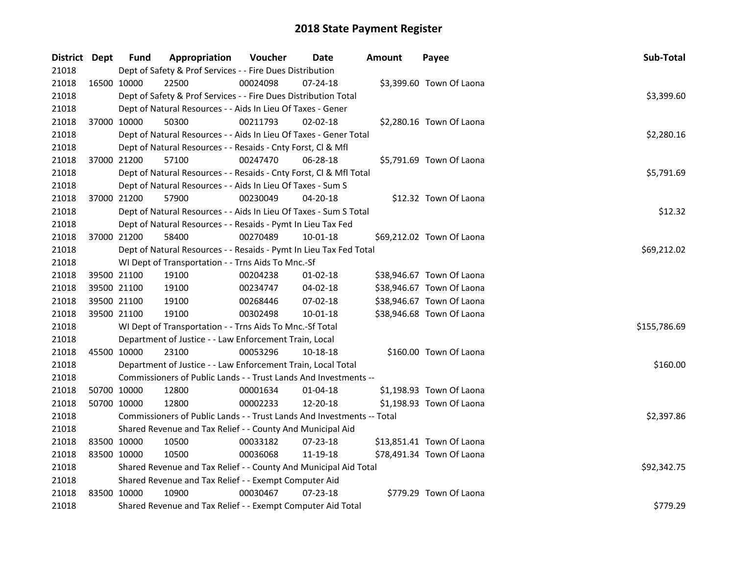# 2018 State Payment Register

| District | Dept | Fund | Appropriation | Voucher | Date | Amount | Payee | Sub-Total |
|---|---|---|---|---|---|---|---|---|
| 21018 | | Dept of Safety & Prof Services - - Fire Dues Distribution | | | | | | |
| 21018 | 16500 | 10000 | 22500 | 00024098 | 07-24-18 | $3,399.60 | Town Of Laona | |
| 21018 | | Dept of Safety & Prof Services - - Fire Dues Distribution Total | | | | | | $3,399.60 |
| 21018 | | Dept of Natural Resources - - Aids In Lieu Of Taxes - Gener | | | | | | |
| 21018 | 37000 | 10000 | 50300 | 00211793 | 02-02-18 | $2,280.16 | Town Of Laona | |
| 21018 | | Dept of Natural Resources - - Aids In Lieu Of Taxes - Gener Total | | | | | | $2,280.16 |
| 21018 | | Dept of Natural Resources - - Resaids - Cnty Forst, Cl & Mfl | | | | | | |
| 21018 | 37000 | 21200 | 57100 | 00247470 | 06-28-18 | $5,791.69 | Town Of Laona | |
| 21018 | | Dept of Natural Resources - - Resaids - Cnty Forst, Cl & Mfl Total | | | | | | $5,791.69 |
| 21018 | | Dept of Natural Resources - - Aids In Lieu Of Taxes - Sum S | | | | | | |
| 21018 | 37000 | 21200 | 57900 | 00230049 | 04-20-18 | $12.32 | Town Of Laona | |
| 21018 | | Dept of Natural Resources - - Aids In Lieu Of Taxes - Sum S Total | | | | | | $12.32 |
| 21018 | | Dept of Natural Resources - - Resaids - Pymt In Lieu Tax Fed | | | | | | |
| 21018 | 37000 | 21200 | 58400 | 00270489 | 10-01-18 | $69,212.02 | Town Of Laona | |
| 21018 | | Dept of Natural Resources - - Resaids - Pymt In Lieu Tax Fed Total | | | | | | $69,212.02 |
| 21018 | | WI Dept of Transportation - - Trns Aids To Mnc.-Sf | | | | | | |
| 21018 | 39500 | 21100 | 19100 | 00204238 | 01-02-18 | $38,946.67 | Town Of Laona | |
| 21018 | 39500 | 21100 | 19100 | 00234747 | 04-02-18 | $38,946.67 | Town Of Laona | |
| 21018 | 39500 | 21100 | 19100 | 00268446 | 07-02-18 | $38,946.67 | Town Of Laona | |
| 21018 | 39500 | 21100 | 19100 | 00302498 | 10-01-18 | $38,946.68 | Town Of Laona | |
| 21018 | | WI Dept of Transportation - - Trns Aids To Mnc.-Sf Total | | | | | | $155,786.69 |
| 21018 | | Department of Justice - - Law Enforcement Train, Local | | | | | | |
| 21018 | 45500 | 10000 | 23100 | 00053296 | 10-18-18 | $160.00 | Town Of Laona | |
| 21018 | | Department of Justice - - Law Enforcement Train, Local Total | | | | | | $160.00 |
| 21018 | | Commissioners of Public Lands - - Trust Lands And Investments -- | | | | | | |
| 21018 | 50700 | 10000 | 12800 | 00001634 | 01-04-18 | $1,198.93 | Town Of Laona | |
| 21018 | 50700 | 10000 | 12800 | 00002233 | 12-20-18 | $1,198.93 | Town Of Laona | |
| 21018 | | Commissioners of Public Lands - - Trust Lands And Investments -- Total | | | | | | $2,397.86 |
| 21018 | | Shared Revenue and Tax Relief - - County And Municipal Aid | | | | | | |
| 21018 | 83500 | 10000 | 10500 | 00033182 | 07-23-18 | $13,851.41 | Town Of Laona | |
| 21018 | 83500 | 10000 | 10500 | 00036068 | 11-19-18 | $78,491.34 | Town Of Laona | |
| 21018 | | Shared Revenue and Tax Relief - - County And Municipal Aid Total | | | | | | $92,342.75 |
| 21018 | | Shared Revenue and Tax Relief - - Exempt Computer Aid | | | | | | |
| 21018 | 83500 | 10000 | 10900 | 00030467 | 07-23-18 | $779.29 | Town Of Laona | |
| 21018 | | Shared Revenue and Tax Relief - - Exempt Computer Aid Total | | | | | | $779.29 |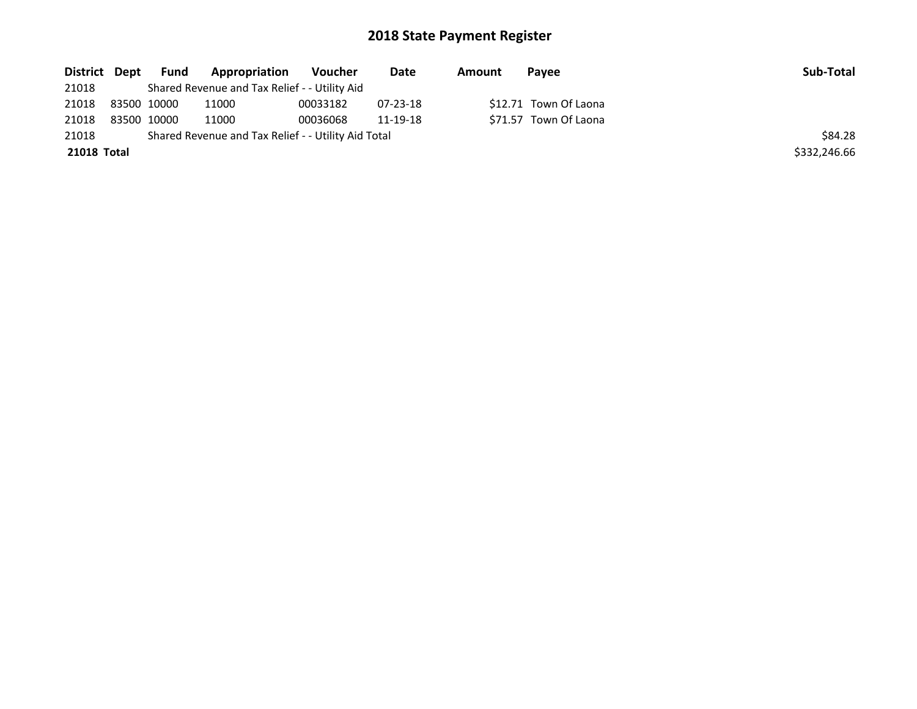# 2018 State Payment Register

| District | Dept | Fund | Appropriation | Voucher | Date | Amount | Payee | Sub-Total |
|---|---|---|---|---|---|---|---|---|
| 21018 | | Shared Revenue and Tax Relief - - Utility Aid | | | | | | |
| 21018 | 83500 | 10000 | 11000 | 00033182 | 07-23-18 | $12.71 | Town Of Laona | |
| 21018 | 83500 | 10000 | 11000 | 00036068 | 11-19-18 | $71.57 | Town Of Laona | |
| 21018 | | Shared Revenue and Tax Relief - - Utility Aid Total | | | | | | $84.28 |
| **21018 Total** | | | | | | | | $332,246.66 |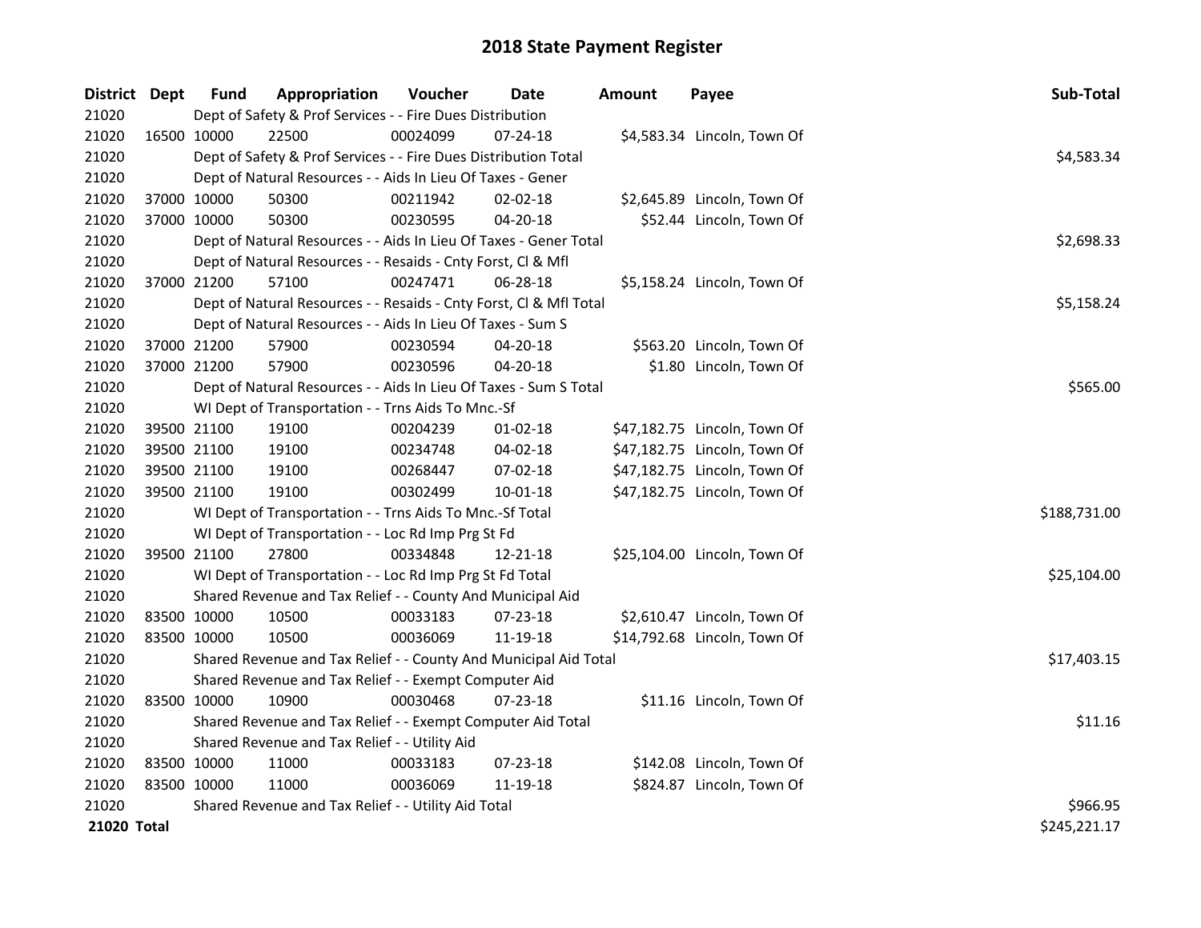# 2018 State Payment Register

| District | Dept | Fund | Appropriation | Voucher | Date | Amount | Payee | Sub-Total |
|---|---|---|---|---|---|---|---|---|
| 21020 | | Dept of Safety & Prof Services - - Fire Dues Distribution | | | | | | |
| 21020 | 16500 | 10000 | 22500 | 00024099 | 07-24-18 | $4,583.34 | Lincoln, Town Of | |
| 21020 | | Dept of Safety & Prof Services - - Fire Dues Distribution Total | | | | | | $4,583.34 |
| 21020 | | Dept of Natural Resources - - Aids In Lieu Of Taxes - Gener | | | | | | |
| 21020 | 37000 | 10000 | 50300 | 00211942 | 02-02-18 | $2,645.89 | Lincoln, Town Of | |
| 21020 | 37000 | 10000 | 50300 | 00230595 | 04-20-18 | $52.44 | Lincoln, Town Of | |
| 21020 | | Dept of Natural Resources - - Aids In Lieu Of Taxes - Gener Total | | | | | | $2,698.33 |
| 21020 | | Dept of Natural Resources - - Resaids - Cnty Forst, Cl & Mfl | | | | | | |
| 21020 | 37000 | 21200 | 57100 | 00247471 | 06-28-18 | $5,158.24 | Lincoln, Town Of | |
| 21020 | | Dept of Natural Resources - - Resaids - Cnty Forst, Cl & Mfl Total | | | | | | $5,158.24 |
| 21020 | | Dept of Natural Resources - - Aids In Lieu Of Taxes - Sum S | | | | | | |
| 21020 | 37000 | 21200 | 57900 | 00230594 | 04-20-18 | $563.20 | Lincoln, Town Of | |
| 21020 | 37000 | 21200 | 57900 | 00230596 | 04-20-18 | $1.80 | Lincoln, Town Of | |
| 21020 | | Dept of Natural Resources - - Aids In Lieu Of Taxes - Sum S Total | | | | | | $565.00 |
| 21020 | | WI Dept of Transportation - - Trns Aids To Mnc.-Sf | | | | | | |
| 21020 | 39500 | 21100 | 19100 | 00204239 | 01-02-18 | $47,182.75 | Lincoln, Town Of | |
| 21020 | 39500 | 21100 | 19100 | 00234748 | 04-02-18 | $47,182.75 | Lincoln, Town Of | |
| 21020 | 39500 | 21100 | 19100 | 00268447 | 07-02-18 | $47,182.75 | Lincoln, Town Of | |
| 21020 | 39500 | 21100 | 19100 | 00302499 | 10-01-18 | $47,182.75 | Lincoln, Town Of | |
| 21020 | | WI Dept of Transportation - - Trns Aids To Mnc.-Sf Total | | | | | | $188,731.00 |
| 21020 | | WI Dept of Transportation - - Loc Rd Imp Prg St Fd | | | | | | |
| 21020 | 39500 | 21100 | 27800 | 00334848 | 12-21-18 | $25,104.00 | Lincoln, Town Of | |
| 21020 | | WI Dept of Transportation - - Loc Rd Imp Prg St Fd Total | | | | | | $25,104.00 |
| 21020 | | Shared Revenue and Tax Relief - - County And Municipal Aid | | | | | | |
| 21020 | 83500 | 10000 | 10500 | 00033183 | 07-23-18 | $2,610.47 | Lincoln, Town Of | |
| 21020 | 83500 | 10000 | 10500 | 00036069 | 11-19-18 | $14,792.68 | Lincoln, Town Of | |
| 21020 | | Shared Revenue and Tax Relief - - County And Municipal Aid Total | | | | | | $17,403.15 |
| 21020 | | Shared Revenue and Tax Relief - - Exempt Computer Aid | | | | | | |
| 21020 | 83500 | 10000 | 10900 | 00030468 | 07-23-18 | $11.16 | Lincoln, Town Of | |
| 21020 | | Shared Revenue and Tax Relief - - Exempt Computer Aid Total | | | | | | $11.16 |
| 21020 | | Shared Revenue and Tax Relief - - Utility Aid | | | | | | |
| 21020 | 83500 | 10000 | 11000 | 00033183 | 07-23-18 | $142.08 | Lincoln, Town Of | |
| 21020 | 83500 | 10000 | 11000 | 00036069 | 11-19-18 | $824.87 | Lincoln, Town Of | |
| 21020 | | Shared Revenue and Tax Relief - - Utility Aid Total | | | | | | $966.95 |
| **21020 Total** | | | | | | | | $245,221.17 |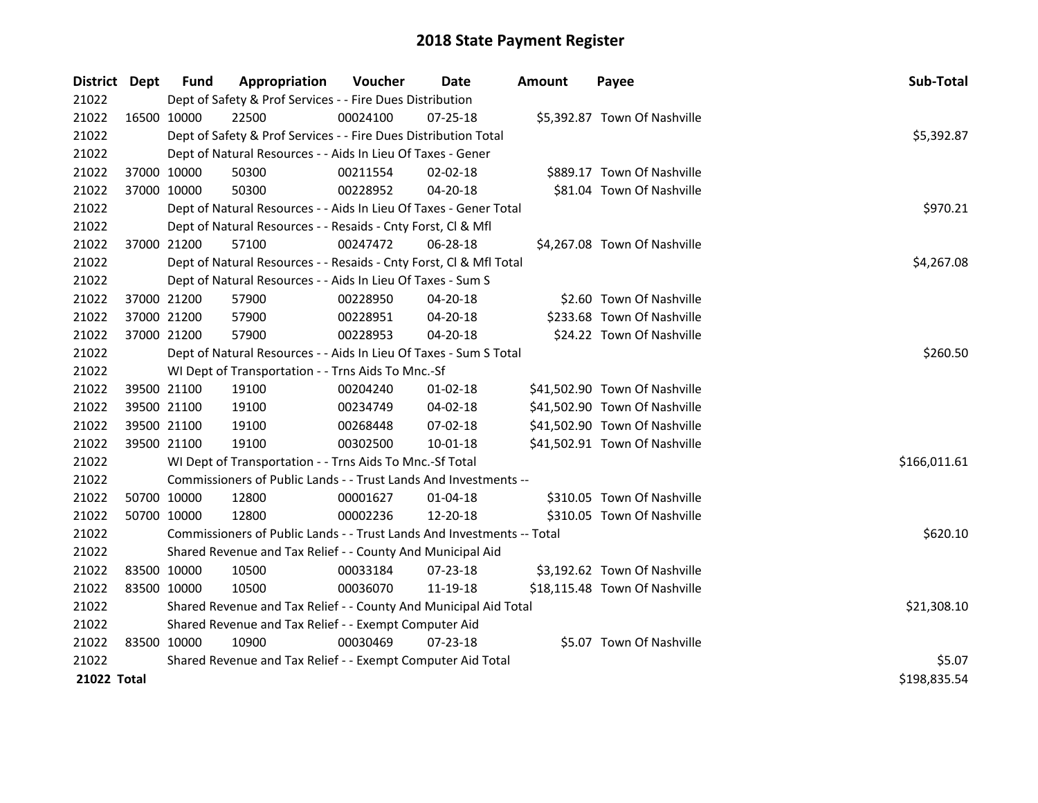# 2018 State Payment Register

| District | Dept | Fund | Appropriation | Voucher | Date | Amount | Payee | Sub-Total |
|---|---|---|---|---|---|---|---|---|
| 21022 | | Dept of Safety & Prof Services - - Fire Dues Distribution | | | | | | |
| 21022 | 16500 | 10000 | 22500 | 00024100 | 07-25-18 | $5,392.87 | Town Of Nashville | |
| 21022 | | Dept of Safety & Prof Services - - Fire Dues Distribution Total | | | | | | $5,392.87 |
| 21022 | | Dept of Natural Resources - - Aids In Lieu Of Taxes - Gener | | | | | | |
| 21022 | 37000 | 10000 | 50300 | 00211554 | 02-02-18 | $889.17 | Town Of Nashville | |
| 21022 | 37000 | 10000 | 50300 | 00228952 | 04-20-18 | $81.04 | Town Of Nashville | |
| 21022 | | Dept of Natural Resources - - Aids In Lieu Of Taxes - Gener Total | | | | | | $970.21 |
| 21022 | | Dept of Natural Resources - - Resaids - Cnty Forst, Cl & Mfl | | | | | | |
| 21022 | 37000 | 21200 | 57100 | 00247472 | 06-28-18 | $4,267.08 | Town Of Nashville | |
| 21022 | | Dept of Natural Resources - - Resaids - Cnty Forst, Cl & Mfl Total | | | | | | $4,267.08 |
| 21022 | | Dept of Natural Resources - - Aids In Lieu Of Taxes - Sum S | | | | | | |
| 21022 | 37000 | 21200 | 57900 | 00228950 | 04-20-18 | $2.60 | Town Of Nashville | |
| 21022 | 37000 | 21200 | 57900 | 00228951 | 04-20-18 | $233.68 | Town Of Nashville | |
| 21022 | 37000 | 21200 | 57900 | 00228953 | 04-20-18 | $24.22 | Town Of Nashville | |
| 21022 | | Dept of Natural Resources - - Aids In Lieu Of Taxes - Sum S Total | | | | | | $260.50 |
| 21022 | | WI Dept of Transportation - - Trns Aids To Mnc.-Sf | | | | | | |
| 21022 | 39500 | 21100 | 19100 | 00204240 | 01-02-18 | $41,502.90 | Town Of Nashville | |
| 21022 | 39500 | 21100 | 19100 | 00234749 | 04-02-18 | $41,502.90 | Town Of Nashville | |
| 21022 | 39500 | 21100 | 19100 | 00268448 | 07-02-18 | $41,502.90 | Town Of Nashville | |
| 21022 | 39500 | 21100 | 19100 | 00302500 | 10-01-18 | $41,502.91 | Town Of Nashville | |
| 21022 | | WI Dept of Transportation - - Trns Aids To Mnc.-Sf Total | | | | | | $166,011.61 |
| 21022 | | Commissioners of Public Lands - - Trust Lands And Investments -- | | | | | | |
| 21022 | 50700 | 10000 | 12800 | 00001627 | 01-04-18 | $310.05 | Town Of Nashville | |
| 21022 | 50700 | 10000 | 12800 | 00002236 | 12-20-18 | $310.05 | Town Of Nashville | |
| 21022 | | Commissioners of Public Lands - - Trust Lands And Investments -- Total | | | | | | $620.10 |
| 21022 | | Shared Revenue and Tax Relief - - County And Municipal Aid | | | | | | |
| 21022 | 83500 | 10000 | 10500 | 00033184 | 07-23-18 | $3,192.62 | Town Of Nashville | |
| 21022 | 83500 | 10000 | 10500 | 00036070 | 11-19-18 | $18,115.48 | Town Of Nashville | |
| 21022 | | Shared Revenue and Tax Relief - - County And Municipal Aid Total | | | | | | $21,308.10 |
| 21022 | | Shared Revenue and Tax Relief - - Exempt Computer Aid | | | | | | |
| 21022 | 83500 | 10000 | 10900 | 00030469 | 07-23-18 | $5.07 | Town Of Nashville | |
| 21022 | | Shared Revenue and Tax Relief - - Exempt Computer Aid Total | | | | | | $5.07 |
| **21022 Total** | | | | | | | | $198,835.54 |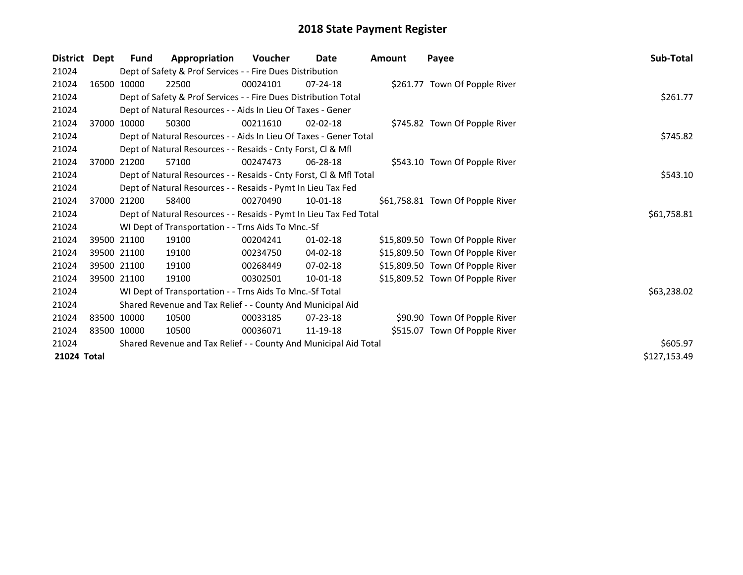# 2018 State Payment Register

| District | Dept | Fund | Appropriation | Voucher | Date | Amount | Payee | Sub-Total |
|---|---|---|---|---|---|---|---|---|
| 21024 | | Dept of Safety & Prof Services - - Fire Dues Distribution | | | | | | |
| 21024 | 16500 | 10000 | 22500 | 00024101 | 07-24-18 | $261.77 | Town Of Popple River | |
| 21024 | | Dept of Safety & Prof Services - - Fire Dues Distribution Total | | | | | | $261.77 |
| 21024 | | Dept of Natural Resources - - Aids In Lieu Of Taxes - Gener | | | | | | |
| 21024 | 37000 | 10000 | 50300 | 00211610 | 02-02-18 | $745.82 | Town Of Popple River | |
| 21024 | | Dept of Natural Resources - - Aids In Lieu Of Taxes - Gener Total | | | | | | $745.82 |
| 21024 | | Dept of Natural Resources - - Resaids - Cnty Forst, Cl & Mfl | | | | | | |
| 21024 | 37000 | 21200 | 57100 | 00247473 | 06-28-18 | $543.10 | Town Of Popple River | |
| 21024 | | Dept of Natural Resources - - Resaids - Cnty Forst, Cl & Mfl Total | | | | | | $543.10 |
| 21024 | | Dept of Natural Resources - - Resaids - Pymt In Lieu Tax Fed | | | | | | |
| 21024 | 37000 | 21200 | 58400 | 00270490 | 10-01-18 | $61,758.81 | Town Of Popple River | |
| 21024 | | Dept of Natural Resources - - Resaids - Pymt In Lieu Tax Fed Total | | | | | | $61,758.81 |
| 21024 | | WI Dept of Transportation - - Trns Aids To Mnc.-Sf | | | | | | |
| 21024 | 39500 | 21100 | 19100 | 00204241 | 01-02-18 | $15,809.50 | Town Of Popple River | |
| 21024 | 39500 | 21100 | 19100 | 00234750 | 04-02-18 | $15,809.50 | Town Of Popple River | |
| 21024 | 39500 | 21100 | 19100 | 00268449 | 07-02-18 | $15,809.50 | Town Of Popple River | |
| 21024 | 39500 | 21100 | 19100 | 00302501 | 10-01-18 | $15,809.52 | Town Of Popple River | |
| 21024 | | WI Dept of Transportation - - Trns Aids To Mnc.-Sf Total | | | | | | $63,238.02 |
| 21024 | | Shared Revenue and Tax Relief - - County And Municipal Aid | | | | | | |
| 21024 | 83500 | 10000 | 10500 | 00033185 | 07-23-18 | $90.90 | Town Of Popple River | |
| 21024 | 83500 | 10000 | 10500 | 00036071 | 11-19-18 | $515.07 | Town Of Popple River | |
| 21024 | | Shared Revenue and Tax Relief - - County And Municipal Aid Total | | | | | | $605.97 |
| **21024 Total** | | | | | | | | $127,153.49 |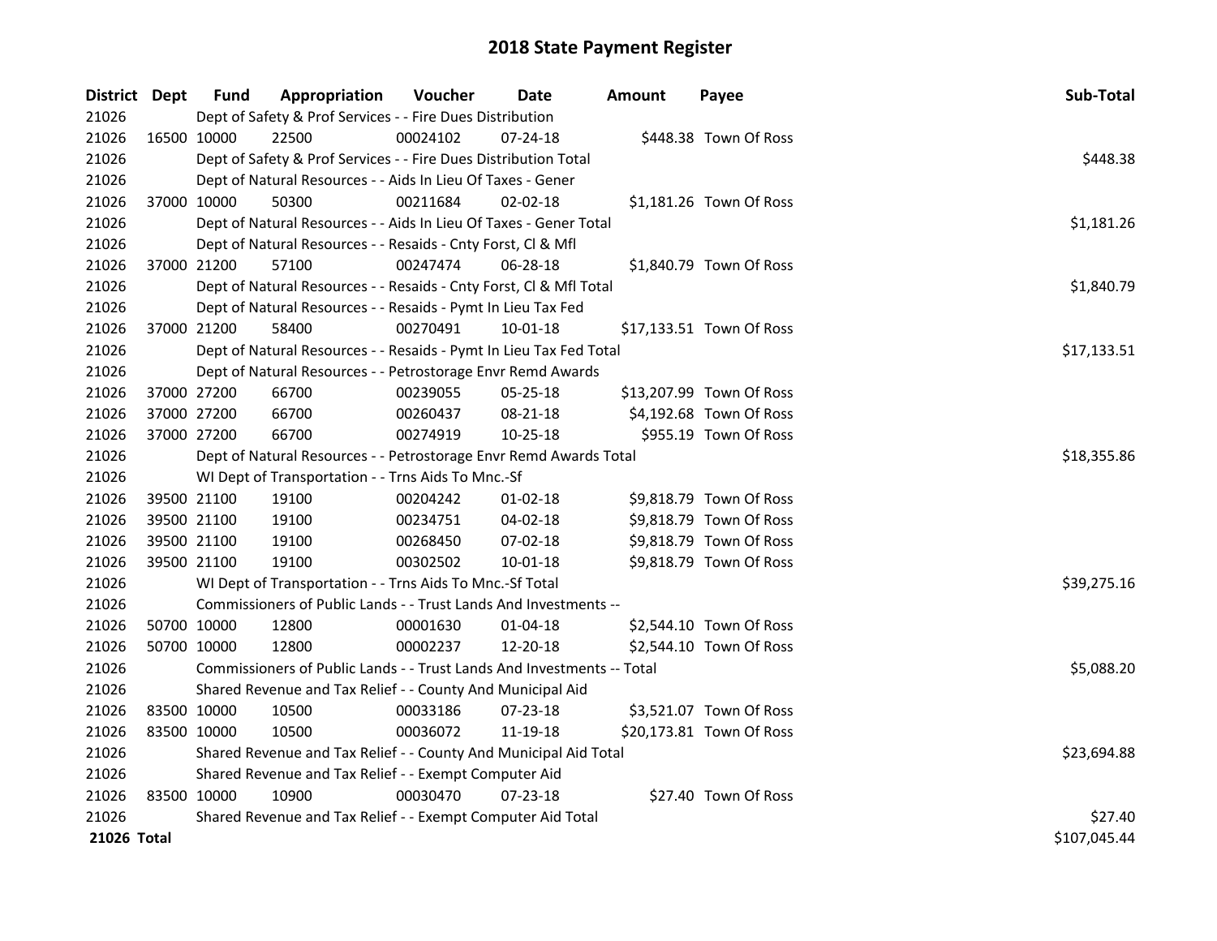# 2018 State Payment Register

| District | Dept | Fund | Appropriation | Voucher | Date | Amount | Payee | Sub-Total |
|---|---|---|---|---|---|---|---|---|
| 21026 | | Dept of Safety & Prof Services - - Fire Dues Distribution | | | | | | |
| 21026 | 16500 | 10000 | 22500 | 00024102 | 07-24-18 | $448.38 | Town Of Ross | |
| 21026 | | Dept of Safety & Prof Services - - Fire Dues Distribution Total | | | | | | $448.38 |
| 21026 | | Dept of Natural Resources - - Aids In Lieu Of Taxes - Gener | | | | | | |
| 21026 | 37000 | 10000 | 50300 | 00211684 | 02-02-18 | $1,181.26 | Town Of Ross | |
| 21026 | | Dept of Natural Resources - - Aids In Lieu Of Taxes - Gener Total | | | | | | $1,181.26 |
| 21026 | | Dept of Natural Resources - - Resaids - Cnty Forst, Cl & Mfl | | | | | | |
| 21026 | 37000 | 21200 | 57100 | 00247474 | 06-28-18 | $1,840.79 | Town Of Ross | |
| 21026 | | Dept of Natural Resources - - Resaids - Cnty Forst, Cl & Mfl Total | | | | | | $1,840.79 |
| 21026 | | Dept of Natural Resources - - Resaids - Pymt In Lieu Tax Fed | | | | | | |
| 21026 | 37000 | 21200 | 58400 | 00270491 | 10-01-18 | $17,133.51 | Town Of Ross | |
| 21026 | | Dept of Natural Resources - - Resaids - Pymt In Lieu Tax Fed Total | | | | | | $17,133.51 |
| 21026 | | Dept of Natural Resources - - Petrostorage Envr Remd Awards | | | | | | |
| 21026 | 37000 | 27200 | 66700 | 00239055 | 05-25-18 | $13,207.99 | Town Of Ross | |
| 21026 | 37000 | 27200 | 66700 | 00260437 | 08-21-18 | $4,192.68 | Town Of Ross | |
| 21026 | 37000 | 27200 | 66700 | 00274919 | 10-25-18 | $955.19 | Town Of Ross | |
| 21026 | | Dept of Natural Resources - - Petrostorage Envr Remd Awards Total | | | | | | $18,355.86 |
| 21026 | | WI Dept of Transportation - - Trns Aids To Mnc.-Sf | | | | | | |
| 21026 | 39500 | 21100 | 19100 | 00204242 | 01-02-18 | $9,818.79 | Town Of Ross | |
| 21026 | 39500 | 21100 | 19100 | 00234751 | 04-02-18 | $9,818.79 | Town Of Ross | |
| 21026 | 39500 | 21100 | 19100 | 00268450 | 07-02-18 | $9,818.79 | Town Of Ross | |
| 21026 | 39500 | 21100 | 19100 | 00302502 | 10-01-18 | $9,818.79 | Town Of Ross | |
| 21026 | | WI Dept of Transportation - - Trns Aids To Mnc.-Sf Total | | | | | | $39,275.16 |
| 21026 | | Commissioners of Public Lands - - Trust Lands And Investments -- | | | | | | |
| 21026 | 50700 | 10000 | 12800 | 00001630 | 01-04-18 | $2,544.10 | Town Of Ross | |
| 21026 | 50700 | 10000 | 12800 | 00002237 | 12-20-18 | $2,544.10 | Town Of Ross | |
| 21026 | | Commissioners of Public Lands - - Trust Lands And Investments -- Total | | | | | | $5,088.20 |
| 21026 | | Shared Revenue and Tax Relief - - County And Municipal Aid | | | | | | |
| 21026 | 83500 | 10000 | 10500 | 00033186 | 07-23-18 | $3,521.07 | Town Of Ross | |
| 21026 | 83500 | 10000 | 10500 | 00036072 | 11-19-18 | $20,173.81 | Town Of Ross | |
| 21026 | | Shared Revenue and Tax Relief - - County And Municipal Aid Total | | | | | | $23,694.88 |
| 21026 | | Shared Revenue and Tax Relief - - Exempt Computer Aid | | | | | | |
| 21026 | 83500 | 10000 | 10900 | 00030470 | 07-23-18 | $27.40 | Town Of Ross | |
| 21026 | | Shared Revenue and Tax Relief - - Exempt Computer Aid Total | | | | | | $27.40 |
| **21026** | **Total** | | | | | | | $107,045.44 |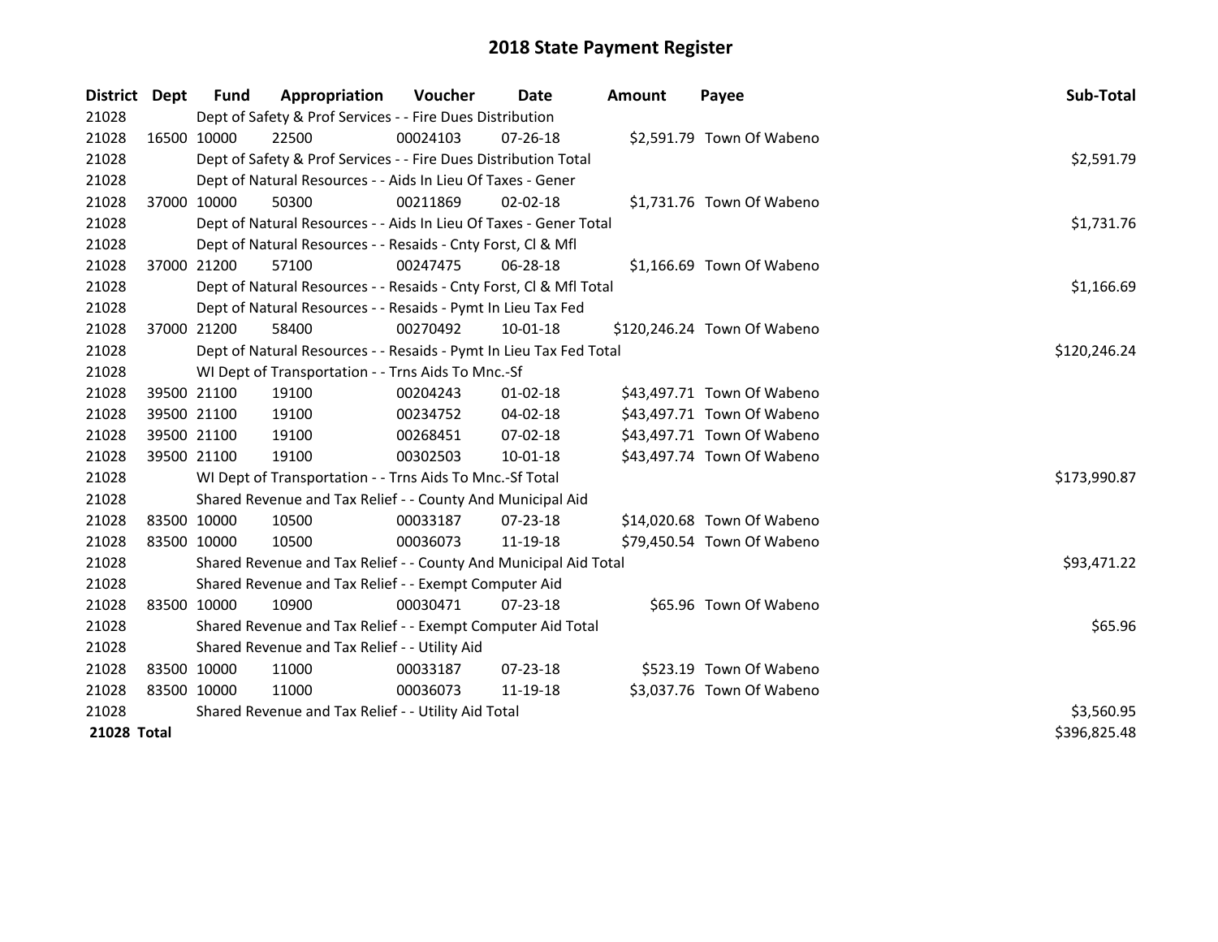# 2018 State Payment Register

| District | Dept | Fund | Appropriation | Voucher | Date | Amount | Payee | Sub-Total |
|---|---|---|---|---|---|---|---|---|
| 21028 | | Dept of Safety & Prof Services - - Fire Dues Distribution | | | | | | |
| 21028 | 16500 | 10000 | 22500 | 00024103 | 07-26-18 | $2,591.79 | Town Of Wabeno | |
| 21028 | | Dept of Safety & Prof Services - - Fire Dues Distribution Total | | | | | | $2,591.79 |
| 21028 | | Dept of Natural Resources - - Aids In Lieu Of Taxes - Gener | | | | | | |
| 21028 | 37000 | 10000 | 50300 | 00211869 | 02-02-18 | $1,731.76 | Town Of Wabeno | |
| 21028 | | Dept of Natural Resources - - Aids In Lieu Of Taxes - Gener Total | | | | | | $1,731.76 |
| 21028 | | Dept of Natural Resources - - Resaids - Cnty Forst, Cl & Mfl | | | | | | |
| 21028 | 37000 | 21200 | 57100 | 00247475 | 06-28-18 | $1,166.69 | Town Of Wabeno | |
| 21028 | | Dept of Natural Resources - - Resaids - Cnty Forst, Cl & Mfl Total | | | | | | $1,166.69 |
| 21028 | | Dept of Natural Resources - - Resaids - Pymt In Lieu Tax Fed | | | | | | |
| 21028 | 37000 | 21200 | 58400 | 00270492 | 10-01-18 | $120,246.24 | Town Of Wabeno | |
| 21028 | | Dept of Natural Resources - - Resaids - Pymt In Lieu Tax Fed Total | | | | | | $120,246.24 |
| 21028 | | WI Dept of Transportation - - Trns Aids To Mnc.-Sf | | | | | | |
| 21028 | 39500 | 21100 | 19100 | 00204243 | 01-02-18 | $43,497.71 | Town Of Wabeno | |
| 21028 | 39500 | 21100 | 19100 | 00234752 | 04-02-18 | $43,497.71 | Town Of Wabeno | |
| 21028 | 39500 | 21100 | 19100 | 00268451 | 07-02-18 | $43,497.71 | Town Of Wabeno | |
| 21028 | 39500 | 21100 | 19100 | 00302503 | 10-01-18 | $43,497.74 | Town Of Wabeno | |
| 21028 | | WI Dept of Transportation - - Trns Aids To Mnc.-Sf Total | | | | | | $173,990.87 |
| 21028 | | Shared Revenue and Tax Relief - - County And Municipal Aid | | | | | | |
| 21028 | 83500 | 10000 | 10500 | 00033187 | 07-23-18 | $14,020.68 | Town Of Wabeno | |
| 21028 | 83500 | 10000 | 10500 | 00036073 | 11-19-18 | $79,450.54 | Town Of Wabeno | |
| 21028 | | Shared Revenue and Tax Relief - - County And Municipal Aid Total | | | | | | $93,471.22 |
| 21028 | | Shared Revenue and Tax Relief - - Exempt Computer Aid | | | | | | |
| 21028 | 83500 | 10000 | 10900 | 00030471 | 07-23-18 | $65.96 | Town Of Wabeno | |
| 21028 | | Shared Revenue and Tax Relief - - Exempt Computer Aid Total | | | | | | $65.96 |
| 21028 | | Shared Revenue and Tax Relief - - Utility Aid | | | | | | |
| 21028 | 83500 | 10000 | 11000 | 00033187 | 07-23-18 | $523.19 | Town Of Wabeno | |
| 21028 | 83500 | 10000 | 11000 | 00036073 | 11-19-18 | $3,037.76 | Town Of Wabeno | |
| 21028 | | Shared Revenue and Tax Relief - - Utility Aid Total | | | | | | $3,560.95 |
| **21028 Total** | | | | | | | | $396,825.48 |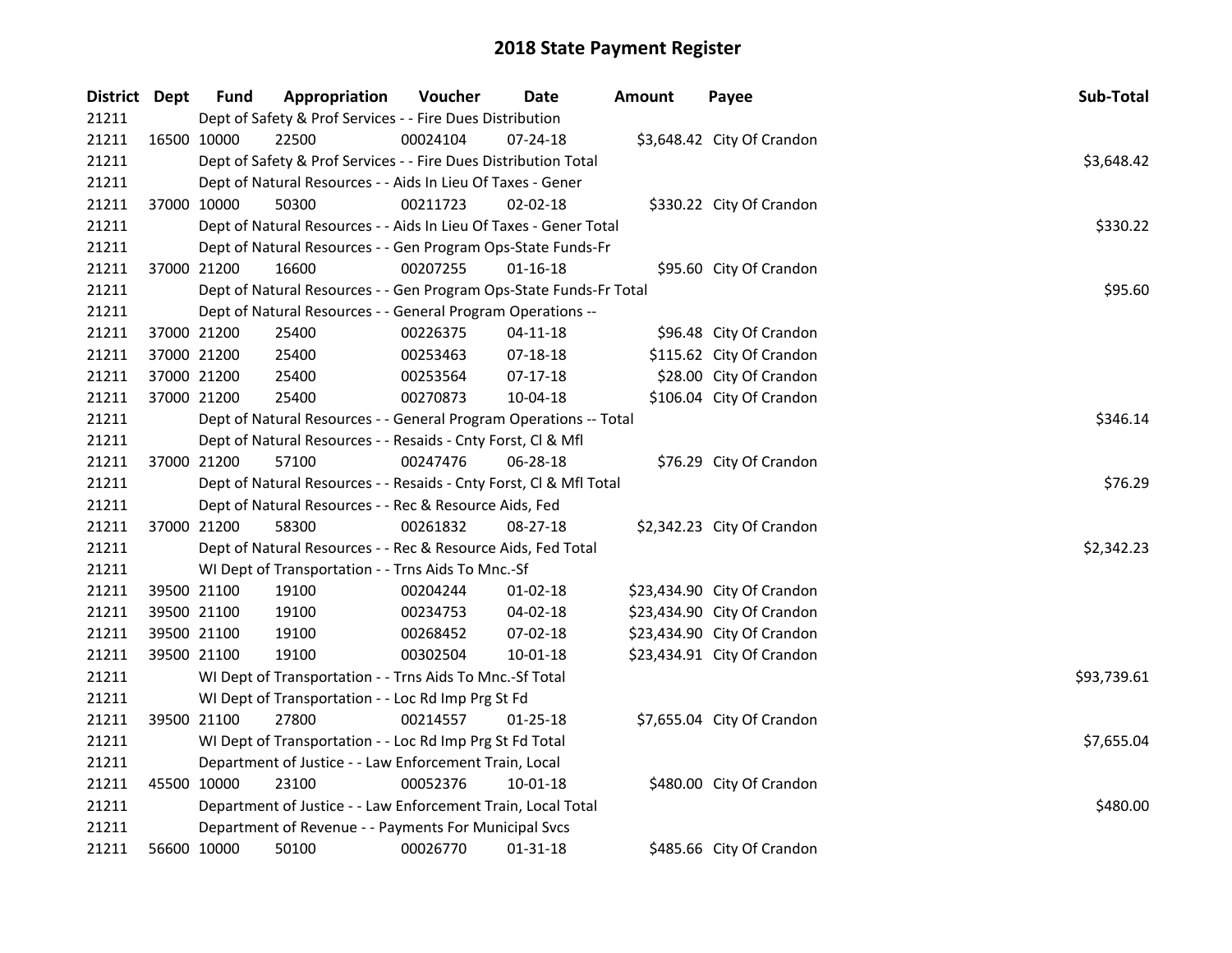# 2018 State Payment Register

| District | Dept | Fund | Appropriation | Voucher | Date | Amount | Payee | Sub-Total |
|---|---|---|---|---|---|---|---|---|
| 21211 | | Dept of Safety & Prof Services - - Fire Dues Distribution | | | | | | |
| 21211 | 16500 | 10000 | 22500 | 00024104 | 07-24-18 | $3,648.42 | City Of Crandon | |
| 21211 | | Dept of Safety & Prof Services - - Fire Dues Distribution Total | | | | | | $3,648.42 |
| 21211 | | Dept of Natural Resources - - Aids In Lieu Of Taxes - Gener | | | | | | |
| 21211 | 37000 | 10000 | 50300 | 00211723 | 02-02-18 | $330.22 | City Of Crandon | |
| 21211 | | Dept of Natural Resources - - Aids In Lieu Of Taxes - Gener Total | | | | | | $330.22 |
| 21211 | | Dept of Natural Resources - - Gen Program Ops-State Funds-Fr | | | | | | |
| 21211 | 37000 | 21200 | 16600 | 00207255 | 01-16-18 | $95.60 | City Of Crandon | |
| 21211 | | Dept of Natural Resources - - Gen Program Ops-State Funds-Fr Total | | | | | | $95.60 |
| 21211 | | Dept of Natural Resources - - General Program Operations -- | | | | | | |
| 21211 | 37000 | 21200 | 25400 | 00226375 | 04-11-18 | $96.48 | City Of Crandon | |
| 21211 | 37000 | 21200 | 25400 | 00253463 | 07-18-18 | $115.62 | City Of Crandon | |
| 21211 | 37000 | 21200 | 25400 | 00253564 | 07-17-18 | $28.00 | City Of Crandon | |
| 21211 | 37000 | 21200 | 25400 | 00270873 | 10-04-18 | $106.04 | City Of Crandon | |
| 21211 | | Dept of Natural Resources - - General Program Operations -- Total | | | | | | $346.14 |
| 21211 | | Dept of Natural Resources - - Resaids - Cnty Forst, Cl & Mfl | | | | | | |
| 21211 | 37000 | 21200 | 57100 | 00247476 | 06-28-18 | $76.29 | City Of Crandon | |
| 21211 | | Dept of Natural Resources - - Resaids - Cnty Forst, Cl & Mfl Total | | | | | | $76.29 |
| 21211 | | Dept of Natural Resources - - Rec & Resource Aids, Fed | | | | | | |
| 21211 | 37000 | 21200 | 58300 | 00261832 | 08-27-18 | $2,342.23 | City Of Crandon | |
| 21211 | | Dept of Natural Resources - - Rec & Resource Aids, Fed Total | | | | | | $2,342.23 |
| 21211 | | WI Dept of Transportation - - Trns Aids To Mnc.-Sf | | | | | | |
| 21211 | 39500 | 21100 | 19100 | 00204244 | 01-02-18 | $23,434.90 | City Of Crandon | |
| 21211 | 39500 | 21100 | 19100 | 00234753 | 04-02-18 | $23,434.90 | City Of Crandon | |
| 21211 | 39500 | 21100 | 19100 | 00268452 | 07-02-18 | $23,434.90 | City Of Crandon | |
| 21211 | 39500 | 21100 | 19100 | 00302504 | 10-01-18 | $23,434.91 | City Of Crandon | |
| 21211 | | WI Dept of Transportation - - Trns Aids To Mnc.-Sf Total | | | | | | $93,739.61 |
| 21211 | | WI Dept of Transportation - - Loc Rd Imp Prg St Fd | | | | | | |
| 21211 | 39500 | 21100 | 27800 | 00214557 | 01-25-18 | $7,655.04 | City Of Crandon | |
| 21211 | | WI Dept of Transportation - - Loc Rd Imp Prg St Fd Total | | | | | | $7,655.04 |
| 21211 | | Department of Justice - - Law Enforcement Train, Local | | | | | | |
| 21211 | 45500 | 10000 | 23100 | 00052376 | 10-01-18 | $480.00 | City Of Crandon | |
| 21211 | | Department of Justice - - Law Enforcement Train, Local Total | | | | | | $480.00 |
| 21211 | | Department of Revenue - - Payments For Municipal Svcs | | | | | | |
| 21211 | 56600 | 10000 | 50100 | 00026770 | 01-31-18 | $485.66 | City Of Crandon | |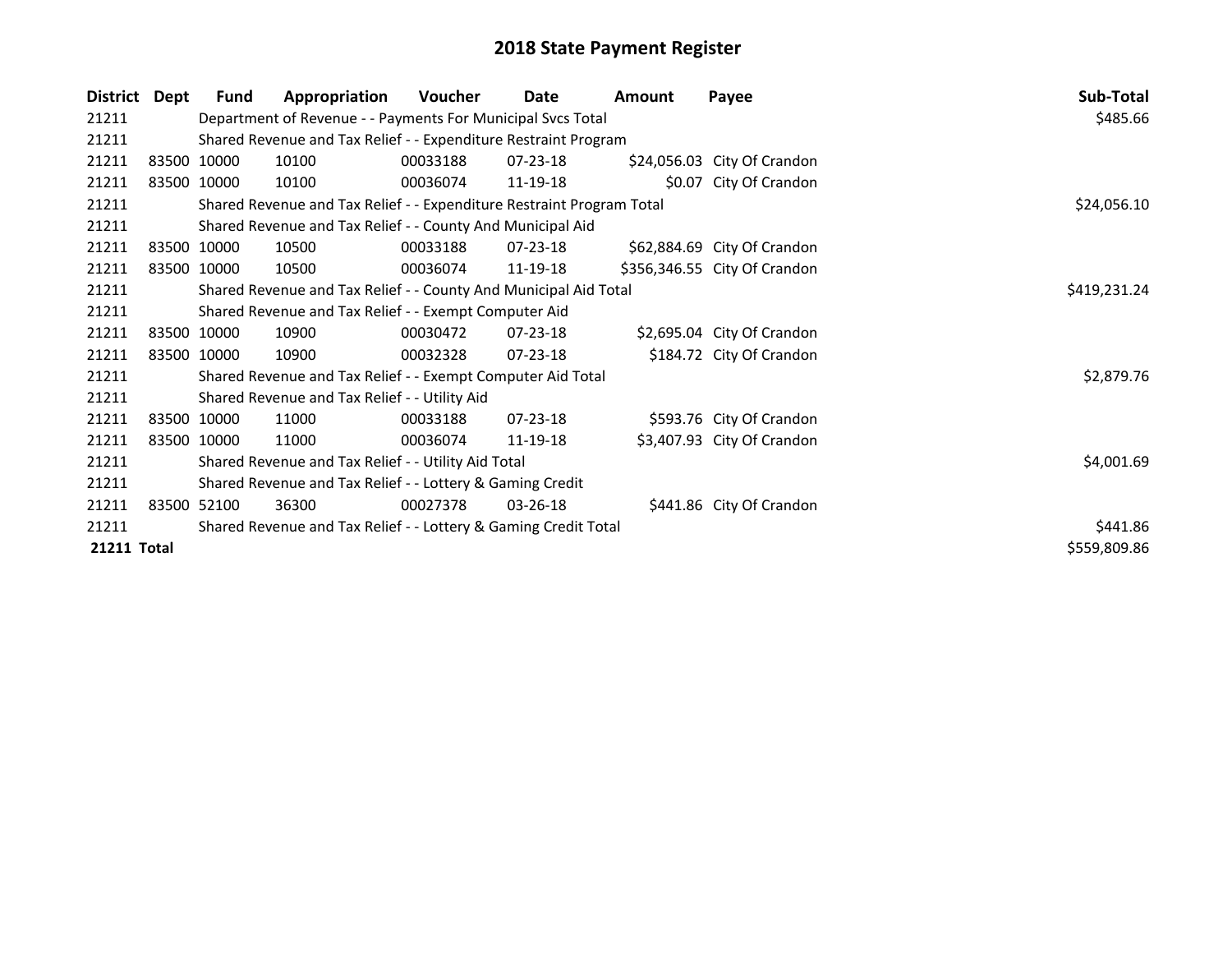# 2018 State Payment Register

| District | Dept | Fund | Appropriation | Voucher | Date | Amount | Payee | Sub-Total |
|---|---|---|---|---|---|---|---|---|
| 21211 | | Department of Revenue - - Payments For Municipal Svcs Total | | | | | | $485.66 |
| 21211 | | Shared Revenue and Tax Relief - - Expenditure Restraint Program | | | | | | |
| 21211 | 83500 | 10000 | 10100 | 00033188 | 07-23-18 | $24,056.03 | City Of Crandon | |
| 21211 | 83500 | 10000 | 10100 | 00036074 | 11-19-18 | $0.07 | City Of Crandon | |
| 21211 | | Shared Revenue and Tax Relief - - Expenditure Restraint Program Total | | | | | | $24,056.10 |
| 21211 | | Shared Revenue and Tax Relief - - County And Municipal Aid | | | | | | |
| 21211 | 83500 | 10000 | 10500 | 00033188 | 07-23-18 | $62,884.69 | City Of Crandon | |
| 21211 | 83500 | 10000 | 10500 | 00036074 | 11-19-18 | $356,346.55 | City Of Crandon | |
| 21211 | | Shared Revenue and Tax Relief - - County And Municipal Aid Total | | | | | | $419,231.24 |
| 21211 | | Shared Revenue and Tax Relief - - Exempt Computer Aid | | | | | | |
| 21211 | 83500 | 10000 | 10900 | 00030472 | 07-23-18 | $2,695.04 | City Of Crandon | |
| 21211 | 83500 | 10000 | 10900 | 00032328 | 07-23-18 | $184.72 | City Of Crandon | |
| 21211 | | Shared Revenue and Tax Relief - - Exempt Computer Aid Total | | | | | | $2,879.76 |
| 21211 | | Shared Revenue and Tax Relief - - Utility Aid | | | | | | |
| 21211 | 83500 | 10000 | 11000 | 00033188 | 07-23-18 | $593.76 | City Of Crandon | |
| 21211 | 83500 | 10000 | 11000 | 00036074 | 11-19-18 | $3,407.93 | City Of Crandon | |
| 21211 | | Shared Revenue and Tax Relief - - Utility Aid Total | | | | | | $4,001.69 |
| 21211 | | Shared Revenue and Tax Relief - - Lottery & Gaming Credit | | | | | | |
| 21211 | 83500 | 52100 | 36300 | 00027378 | 03-26-18 | $441.86 | City Of Crandon | |
| 21211 | | Shared Revenue and Tax Relief - - Lottery & Gaming Credit Total | | | | | | $441.86 |
| **21211 Total** | | | | | | | | $559,809.86 |